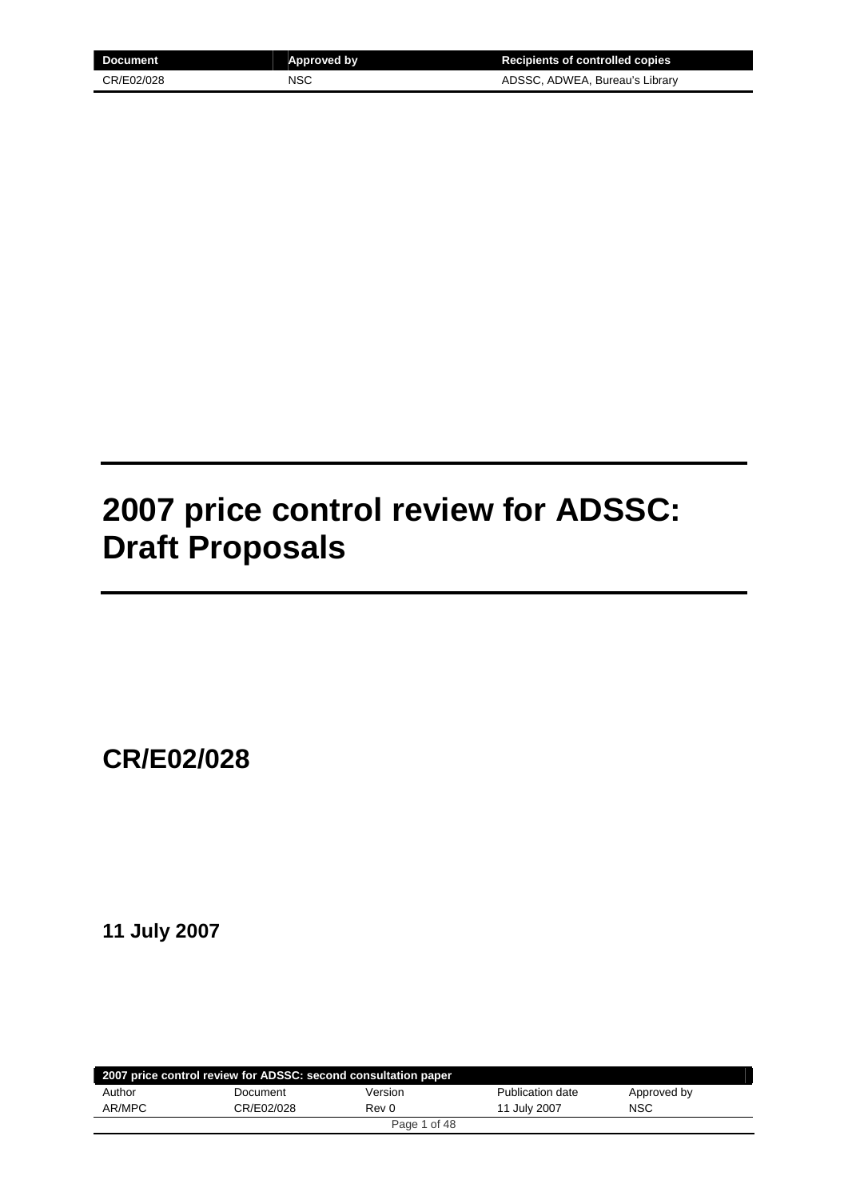| Document | Approved by | Recipients of controlled copies |
| --- | --- | --- |
| CR/E02/028 | NSC | ADSSC, ADWEA, Bureau's Library |

# 2007 price control review for ADSSC: Draft Proposals

## CR/E02/028

**11 July 2007**

| 2007 price control review for ADSSC: second consultation paper | | | | |
| --- | --- | --- | --- | --- |
| Author | Document | Version | Publication date | Approved by |
| AR/MPC | CR/E02/028 | Rev 0 | 11 July 2007 | NSC |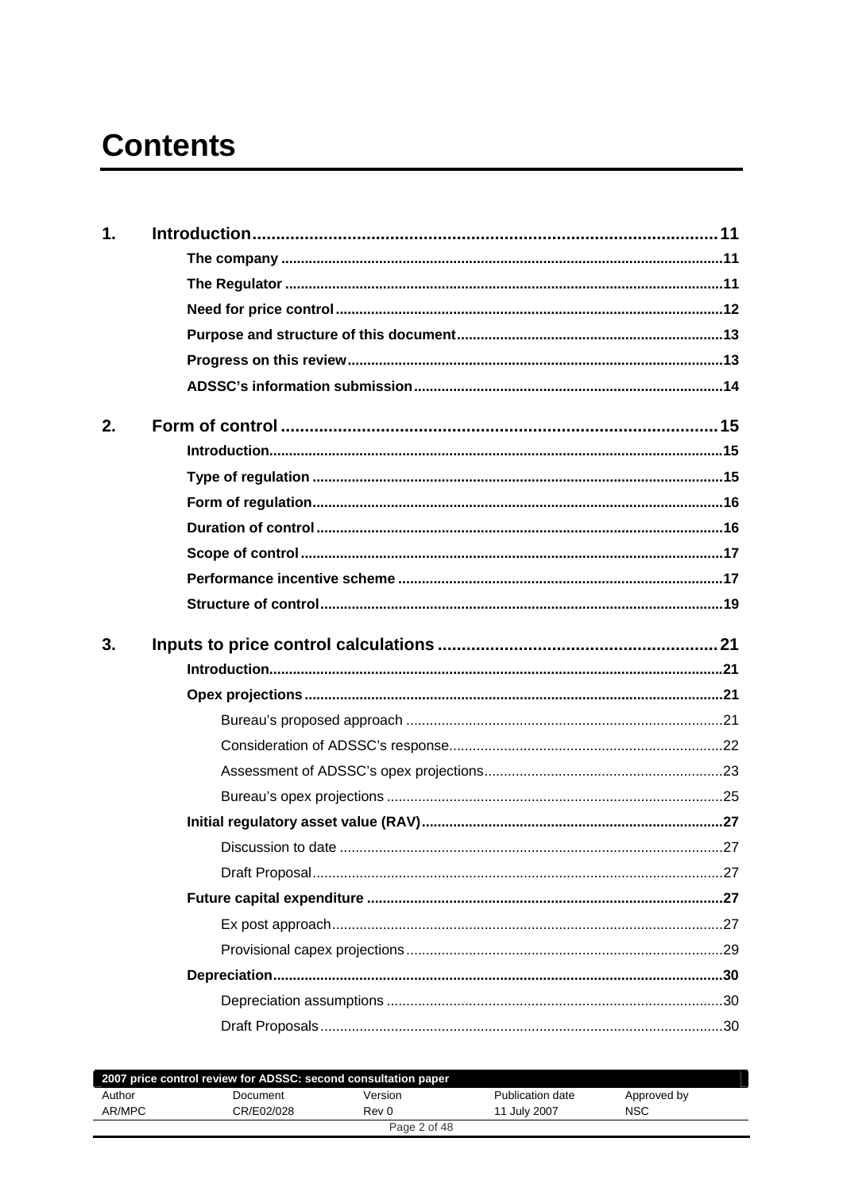# Contents

**1. Introduction** ..... 11

- **The company** ..... 11
- **The Regulator** ..... 11
- **Need for price control** ..... 12
- **Purpose and structure of this document** ..... 13
- **Progress on this review** ..... 13
- **ADSSC's information submission** ..... 14

**2. Form of control** ..... 15

- **Introduction** ..... 15
- **Type of regulation** ..... 15
- **Form of regulation** ..... 16
- **Duration of control** ..... 16
- **Scope of control** ..... 17
- **Performance incentive scheme** ..... 17
- **Structure of control** ..... 19

**3. Inputs to price control calculations** ..... 21

- **Introduction** ..... 21
- **Opex projections** ..... 21
  - Bureau's proposed approach ..... 21
  - Consideration of ADSSC's response ..... 22
  - Assessment of ADSSC's opex projections ..... 23
  - Bureau's opex projections ..... 25
- **Initial regulatory asset value (RAV)** ..... 27
  - Discussion to date ..... 27
  - Draft Proposal ..... 27
- **Future capital expenditure** ..... 27
  - Ex post approach ..... 27
  - Provisional capex projections ..... 29
- **Depreciation** ..... 30
  - Depreciation assumptions ..... 30
  - Draft Proposals ..... 30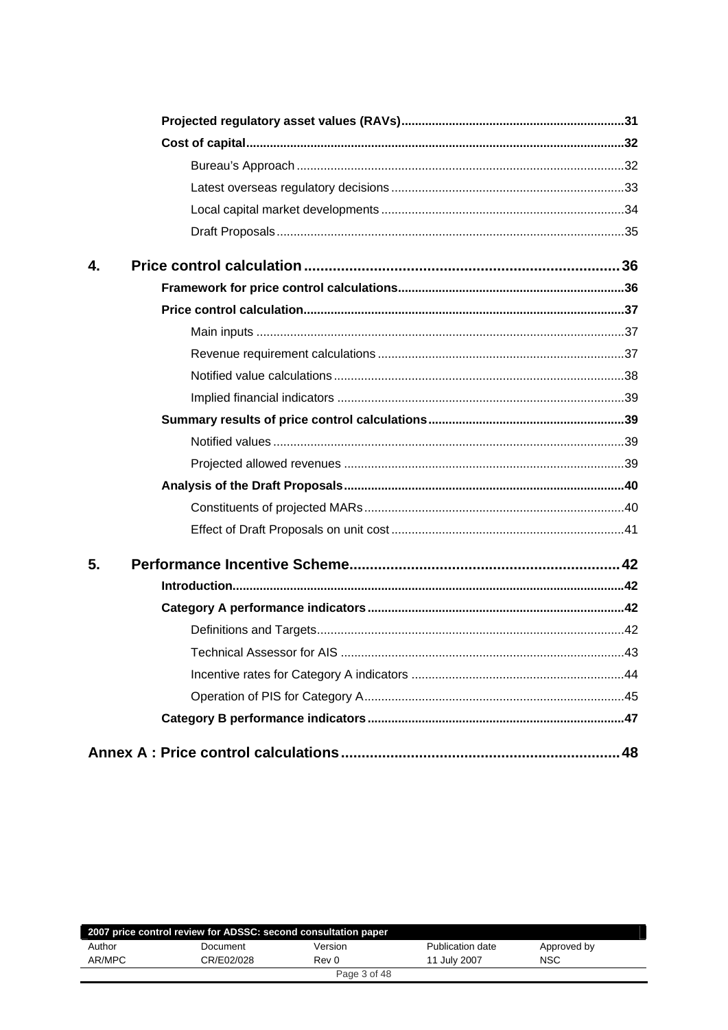**Projected regulatory asset values (RAVs)** ........ 31

**Cost of capital** ........ 32

Bureau's Approach ........ 32

Latest overseas regulatory decisions ........ 33

Local capital market developments ........ 34

Draft Proposals ........ 35

**4. Price control calculation** ........ 36

**Framework for price control calculations** ........ 36

**Price control calculation** ........ 37

Main inputs ........ 37

Revenue requirement calculations ........ 37

Notified value calculations ........ 38

Implied financial indicators ........ 39

**Summary results of price control calculations** ........ 39

Notified values ........ 39

Projected allowed revenues ........ 39

**Analysis of the Draft Proposals** ........ 40

Constituents of projected MARs ........ 40

Effect of Draft Proposals on unit cost ........ 41

**5. Performance Incentive Scheme** ........ 42

**Introduction** ........ 42

**Category A performance indicators** ........ 42

Definitions and Targets ........ 42

Technical Assessor for AIS ........ 43

Incentive rates for Category A indicators ........ 44

Operation of PIS for Category A ........ 45

**Category B performance indicators** ........ 47

**Annex A : Price control calculations** ........ 48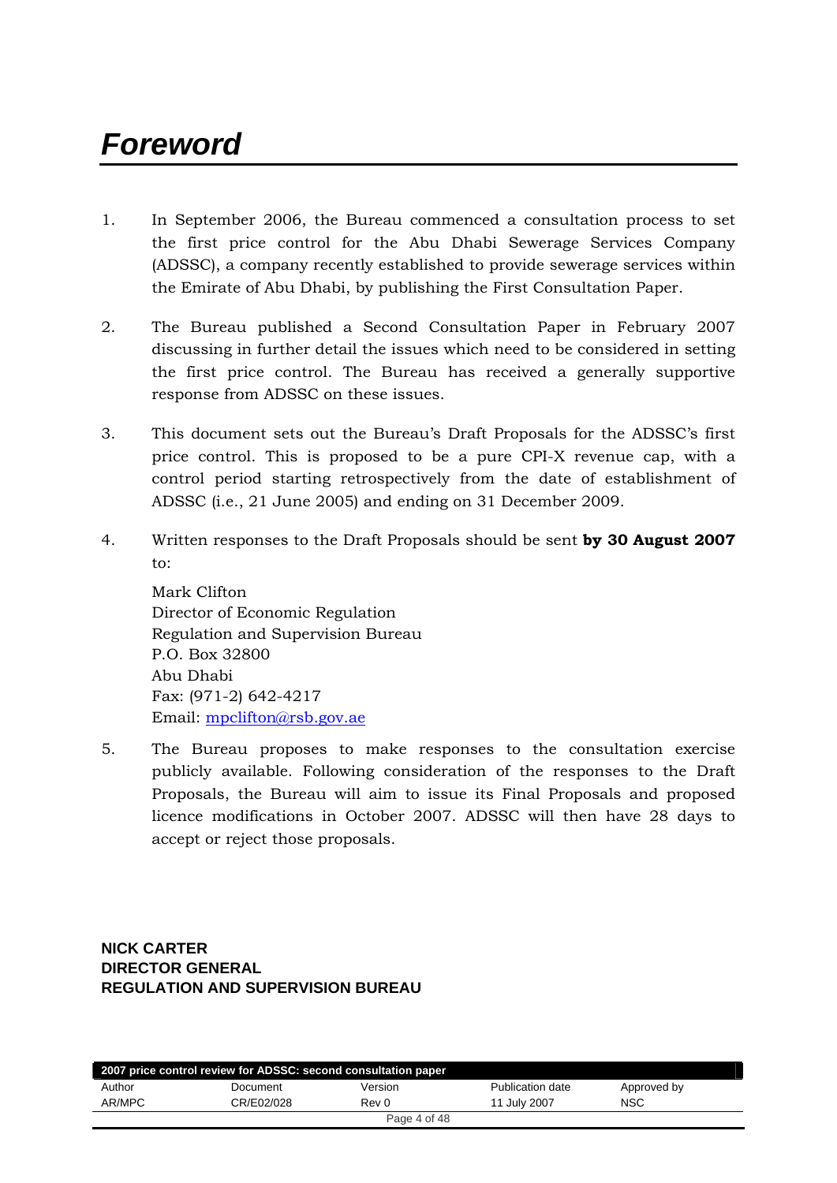# Foreword

1. In September 2006, the Bureau commenced a consultation process to set the first price control for the Abu Dhabi Sewerage Services Company (ADSSC), a company recently established to provide sewerage services within the Emirate of Abu Dhabi, by publishing the First Consultation Paper.

2. The Bureau published a Second Consultation Paper in February 2007 discussing in further detail the issues which need to be considered in setting the first price control. The Bureau has received a generally supportive response from ADSSC on these issues.

3. This document sets out the Bureau's Draft Proposals for the ADSSC's first price control. This is proposed to be a pure CPI-X revenue cap, with a control period starting retrospectively from the date of establishment of ADSSC (i.e., 21 June 2005) and ending on 31 December 2009.

4. Written responses to the Draft Proposals should be sent **by 30 August 2007** to:

   Mark Clifton
   Director of Economic Regulation
   Regulation and Supervision Bureau
   P.O. Box 32800
   Abu Dhabi
   Fax: (971-2) 642-4217
   Email: mpclifton@rsb.gov.ae

5. The Bureau proposes to make responses to the consultation exercise publicly available. Following consideration of the responses to the Draft Proposals, the Bureau will aim to issue its Final Proposals and proposed licence modifications in October 2007. ADSSC will then have 28 days to accept or reject those proposals.

**NICK CARTER**
**DIRECTOR GENERAL**
**REGULATION AND SUPERVISION BUREAU**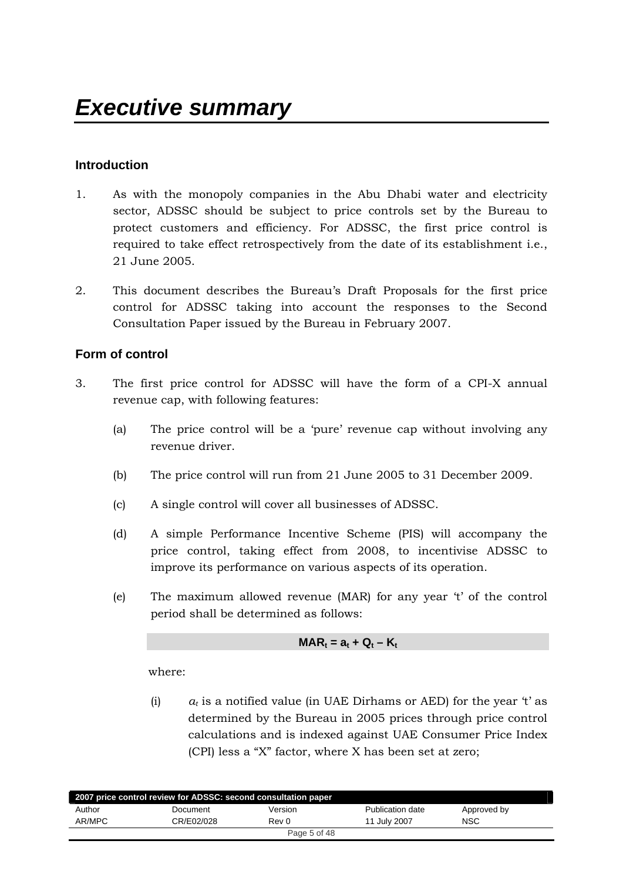# Executive summary

## Introduction

1. As with the monopoly companies in the Abu Dhabi water and electricity sector, ADSSC should be subject to price controls set by the Bureau to protect customers and efficiency. For ADSSC, the first price control is required to take effect retrospectively from the date of its establishment i.e., 21 June 2005.

2. This document describes the Bureau's Draft Proposals for the first price control for ADSSC taking into account the responses to the Second Consultation Paper issued by the Bureau in February 2007.

## Form of control

3. The first price control for ADSSC will have the form of a CPI-X annual revenue cap, with following features:

   (a) The price control will be a 'pure' revenue cap without involving any revenue driver.

   (b) The price control will run from 21 June 2005 to 31 December 2009.

   (c) A single control will cover all businesses of ADSSC.

   (d) A simple Performance Incentive Scheme (PIS) will accompany the price control, taking effect from 2008, to incentivise ADSSC to improve its performance on various aspects of its operation.

   (e) The maximum allowed revenue (MAR) for any year 't' of the control period shall be determined as follows:

$$\mathbf{MAR_t = a_t + Q_t - K_t}$$

   where:

   (i) $a_t$ is a notified value (in UAE Dirhams or AED) for the year 't' as determined by the Bureau in 2005 prices through price control calculations and is indexed against UAE Consumer Price Index (CPI) less a "X" factor, where X has been set at zero;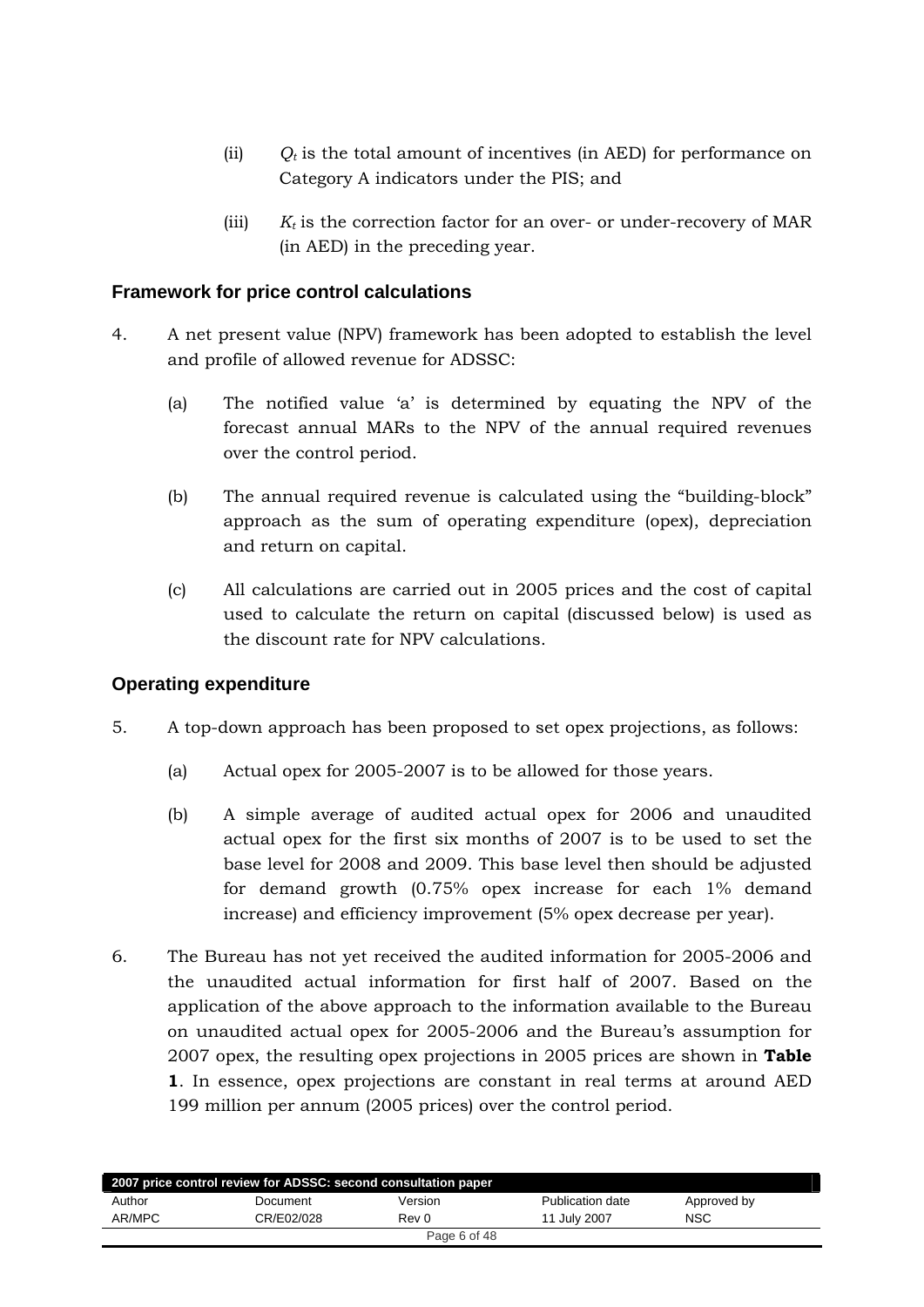(ii) $Q_t$ is the total amount of incentives (in AED) for performance on Category A indicators under the PIS; and

(iii) $K_t$ is the correction factor for an over- or under-recovery of MAR (in AED) in the preceding year.

## Framework for price control calculations

4. A net present value (NPV) framework has been adopted to establish the level and profile of allowed revenue for ADSSC:

   (a) The notified value 'a' is determined by equating the NPV of the forecast annual MARs to the NPV of the annual required revenues over the control period.

   (b) The annual required revenue is calculated using the "building-block" approach as the sum of operating expenditure (opex), depreciation and return on capital.

   (c) All calculations are carried out in 2005 prices and the cost of capital used to calculate the return on capital (discussed below) is used as the discount rate for NPV calculations.

## Operating expenditure

5. A top-down approach has been proposed to set opex projections, as follows:

   (a) Actual opex for 2005-2007 is to be allowed for those years.

   (b) A simple average of audited actual opex for 2006 and unaudited actual opex for the first six months of 2007 is to be used to set the base level for 2008 and 2009. This base level then should be adjusted for demand growth (0.75% opex increase for each 1% demand increase) and efficiency improvement (5% opex decrease per year).

6. The Bureau has not yet received the audited information for 2005-2006 and the unaudited actual information for first half of 2007. Based on the application of the above approach to the information available to the Bureau on unaudited actual opex for 2005-2006 and the Bureau's assumption for 2007 opex, the resulting opex projections in 2005 prices are shown in **Table 1**. In essence, opex projections are constant in real terms at around AED 199 million per annum (2005 prices) over the control period.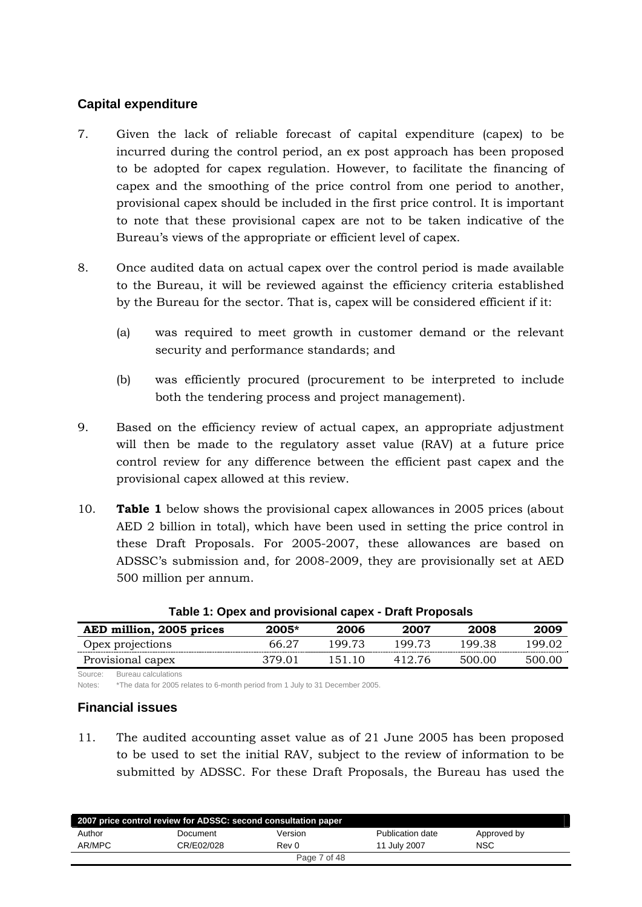## Capital expenditure

7. Given the lack of reliable forecast of capital expenditure (capex) to be incurred during the control period, an ex post approach has been proposed to be adopted for capex regulation. However, to facilitate the financing of capex and the smoothing of the price control from one period to another, provisional capex should be included in the first price control. It is important to note that these provisional capex are not to be taken indicative of the Bureau's views of the appropriate or efficient level of capex.

8. Once audited data on actual capex over the control period is made available to the Bureau, it will be reviewed against the efficiency criteria established by the Bureau for the sector. That is, capex will be considered efficient if it:

   (a) was required to meet growth in customer demand or the relevant security and performance standards; and

   (b) was efficiently procured (procurement to be interpreted to include both the tendering process and project management).

9. Based on the efficiency review of actual capex, an appropriate adjustment will then be made to the regulatory asset value (RAV) at a future price control review for any difference between the efficient past capex and the provisional capex allowed at this review.

10. **Table 1** below shows the provisional capex allowances in 2005 prices (about AED 2 billion in total), which have been used in setting the price control in these Draft Proposals. For 2005-2007, these allowances are based on ADSSC's submission and, for 2008-2009, they are provisionally set at AED 500 million per annum.

**Table 1: Opex and provisional capex - Draft Proposals**

| AED million, 2005 prices | 2005* | 2006 | 2007 | 2008 | 2009 |
|---|---|---|---|---|---|
| Opex projections | 66.27 | 199.73 | 199.73 | 199.38 | 199.02 |
| Provisional capex | 379.01 | 151.10 | 412.76 | 500.00 | 500.00 |

Source: Bureau calculations

Notes: *The data for 2005 relates to 6-month period from 1 July to 31 December 2005.

## Financial issues

11. The audited accounting asset value as of 21 June 2005 has been proposed to be used to set the initial RAV, subject to the review of information to be submitted by ADSSC. For these Draft Proposals, the Bureau has used the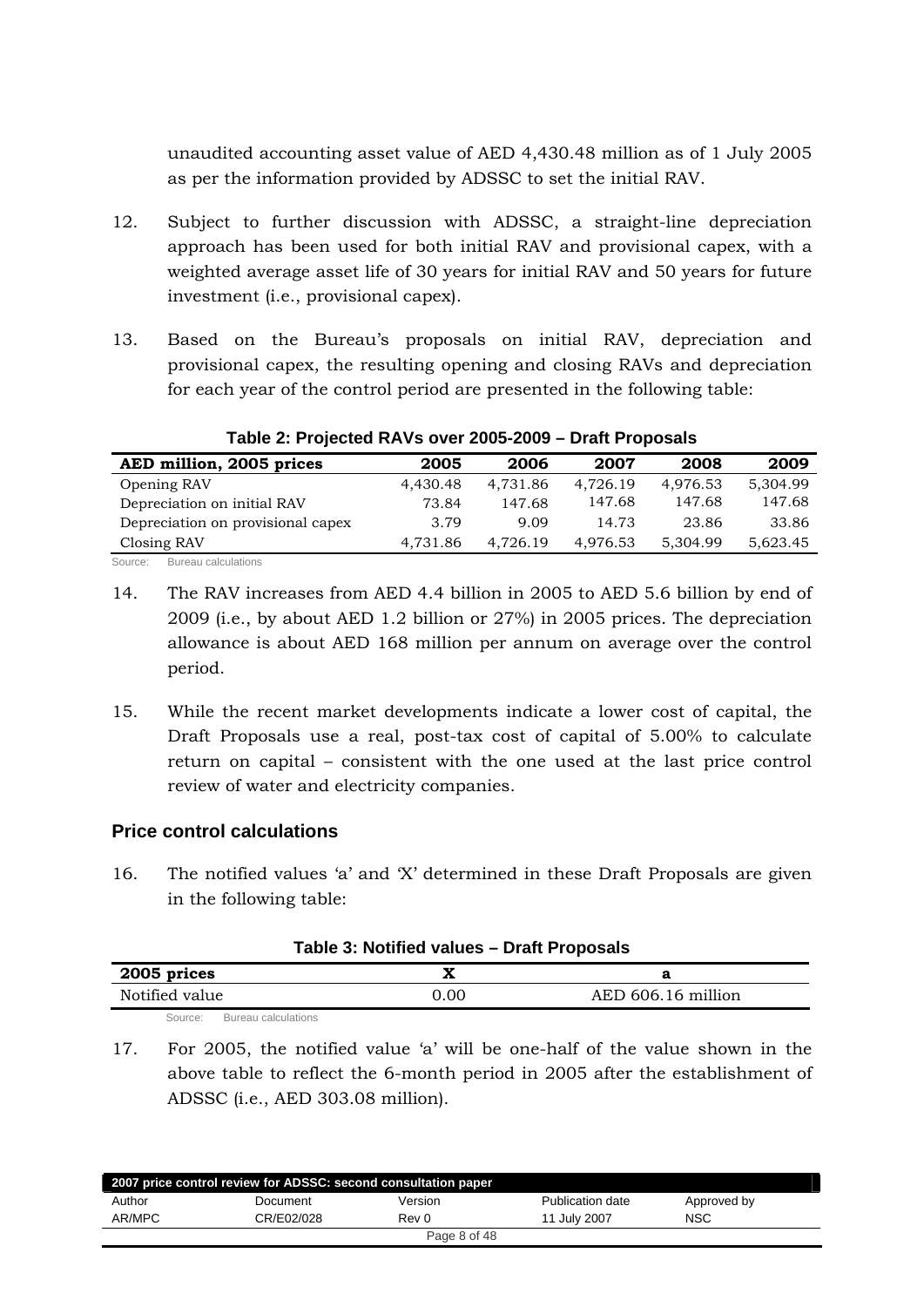unaudited accounting asset value of AED 4,430.48 million as of 1 July 2005 as per the information provided by ADSSC to set the initial RAV.

12. Subject to further discussion with ADSSC, a straight-line depreciation approach has been used for both initial RAV and provisional capex, with a weighted average asset life of 30 years for initial RAV and 50 years for future investment (i.e., provisional capex).

13. Based on the Bureau's proposals on initial RAV, depreciation and provisional capex, the resulting opening and closing RAVs and depreciation for each year of the control period are presented in the following table:

**Table 2: Projected RAVs over 2005-2009 – Draft Proposals**

| AED million, 2005 prices | 2005 | 2006 | 2007 | 2008 | 2009 |
|---|---|---|---|---|---|
| Opening RAV | 4,430.48 | 4,731.86 | 4,726.19 | 4,976.53 | 5,304.99 |
| Depreciation on initial RAV | 73.84 | 147.68 | 147.68 | 147.68 | 147.68 |
| Depreciation on provisional capex | 3.79 | 9.09 | 14.73 | 23.86 | 33.86 |
| Closing RAV | 4,731.86 | 4,726.19 | 4,976.53 | 5,304.99 | 5,623.45 |

Source: Bureau calculations

14. The RAV increases from AED 4.4 billion in 2005 to AED 5.6 billion by end of 2009 (i.e., by about AED 1.2 billion or 27%) in 2005 prices. The depreciation allowance is about AED 168 million per annum on average over the control period.

15. While the recent market developments indicate a lower cost of capital, the Draft Proposals use a real, post-tax cost of capital of 5.00% to calculate return on capital – consistent with the one used at the last price control review of water and electricity companies.

## Price control calculations

16. The notified values 'a' and 'X' determined in these Draft Proposals are given in the following table:

**Table 3: Notified values – Draft Proposals**

| 2005 prices | X | a |
|---|---|---|
| Notified value | 0.00 | AED 606.16 million |

Source: Bureau calculations

17. For 2005, the notified value 'a' will be one-half of the value shown in the above table to reflect the 6-month period in 2005 after the establishment of ADSSC (i.e., AED 303.08 million).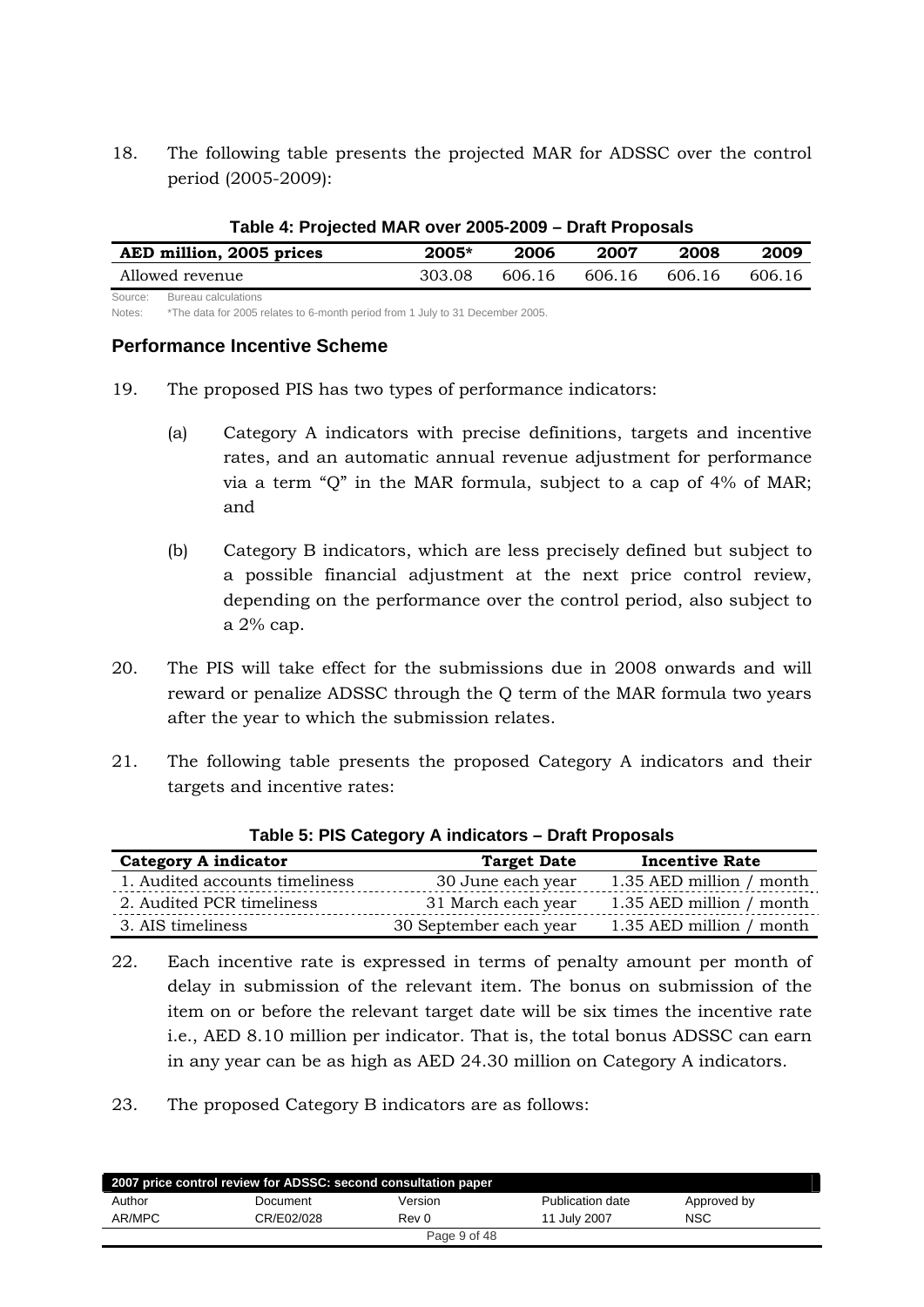18. The following table presents the projected MAR for ADSSC over the control period (2005-2009):

**Table 4: Projected MAR over 2005-2009 – Draft Proposals**

| AED million, 2005 prices | 2005* | 2006 | 2007 | 2008 | 2009 |
|---|---|---|---|---|---|
| Allowed revenue | 303.08 | 606.16 | 606.16 | 606.16 | 606.16 |

Source: Bureau calculations

Notes: *The data for 2005 relates to 6-month period from 1 July to 31 December 2005.

### Performance Incentive Scheme

19. The proposed PIS has two types of performance indicators:

    (a) Category A indicators with precise definitions, targets and incentive rates, and an automatic annual revenue adjustment for performance via a term "Q" in the MAR formula, subject to a cap of 4% of MAR; and

    (b) Category B indicators, which are less precisely defined but subject to a possible financial adjustment at the next price control review, depending on the performance over the control period, also subject to a 2% cap.

20. The PIS will take effect for the submissions due in 2008 onwards and will reward or penalize ADSSC through the Q term of the MAR formula two years after the year to which the submission relates.

21. The following table presents the proposed Category A indicators and their targets and incentive rates:

**Table 5: PIS Category A indicators – Draft Proposals**

| Category A indicator | Target Date | Incentive Rate |
|---|---|---|
| 1. Audited accounts timeliness | 30 June each year | 1.35 AED million / month |
| 2. Audited PCR timeliness | 31 March each year | 1.35 AED million / month |
| 3. AIS timeliness | 30 September each year | 1.35 AED million / month |

22. Each incentive rate is expressed in terms of penalty amount per month of delay in submission of the relevant item. The bonus on submission of the item on or before the relevant target date will be six times the incentive rate i.e., AED 8.10 million per indicator. That is, the total bonus ADSSC can earn in any year can be as high as AED 24.30 million on Category A indicators.

23. The proposed Category B indicators are as follows: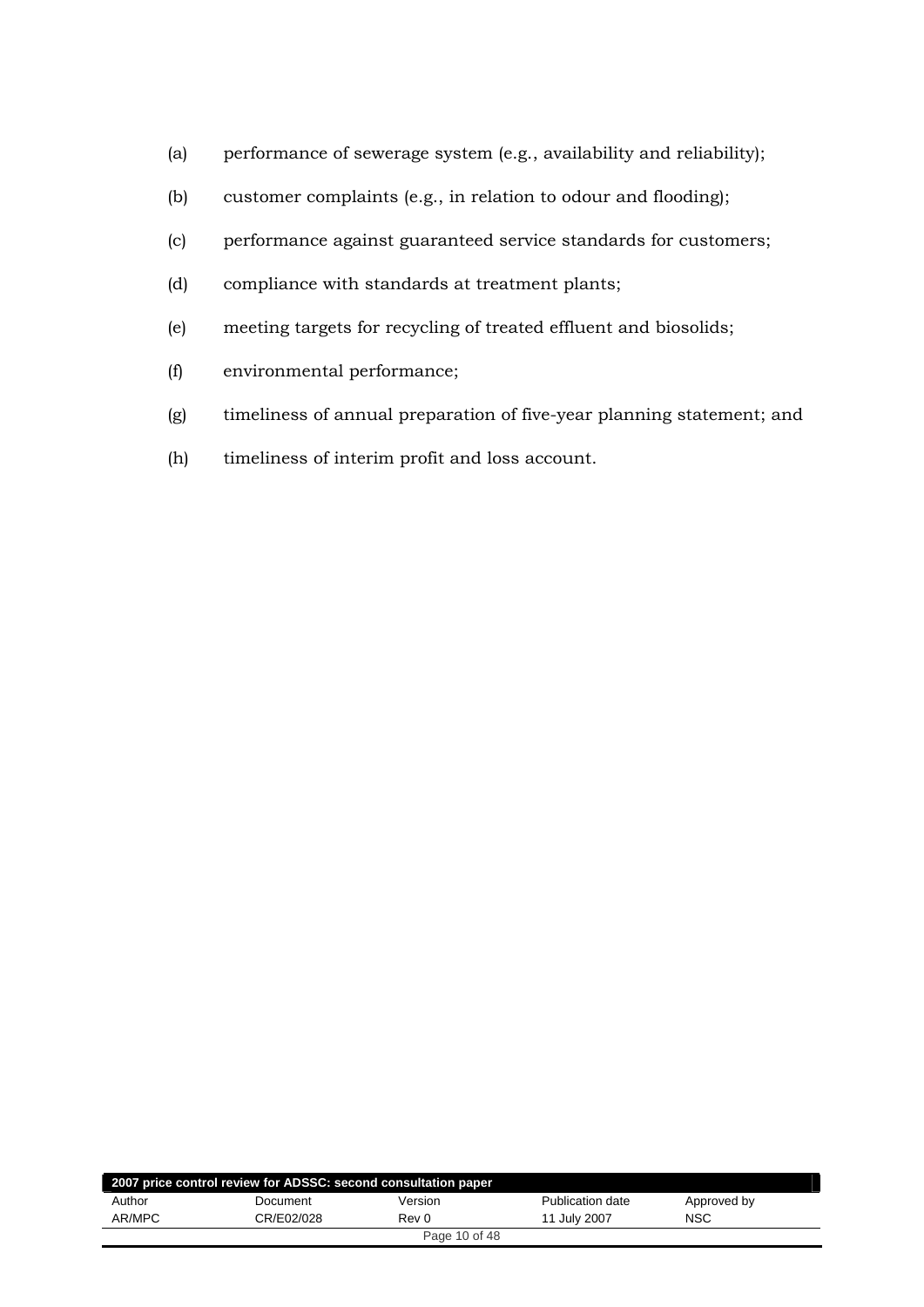(a) performance of sewerage system (e.g., availability and reliability);

(b) customer complaints (e.g., in relation to odour and flooding);

(c) performance against guaranteed service standards for customers;

(d) compliance with standards at treatment plants;

(e) meeting targets for recycling of treated effluent and biosolids;

(f) environmental performance;

(g) timeliness of annual preparation of five-year planning statement; and

(h) timeliness of interim profit and loss account.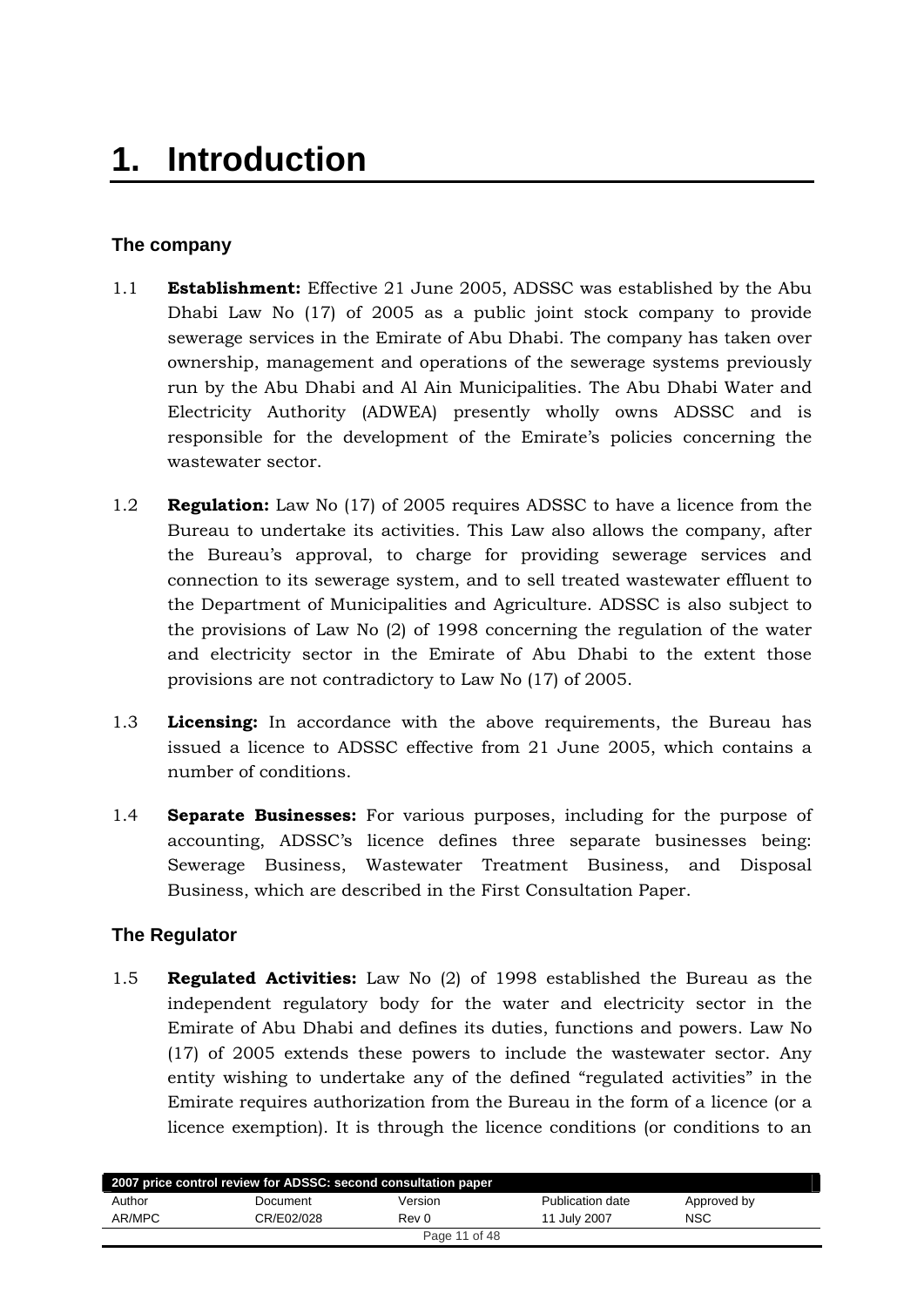# 1. Introduction

## The company

1.1 **Establishment:** Effective 21 June 2005, ADSSC was established by the Abu Dhabi Law No (17) of 2005 as a public joint stock company to provide sewerage services in the Emirate of Abu Dhabi. The company has taken over ownership, management and operations of the sewerage systems previously run by the Abu Dhabi and Al Ain Municipalities. The Abu Dhabi Water and Electricity Authority (ADWEA) presently wholly owns ADSSC and is responsible for the development of the Emirate's policies concerning the wastewater sector.

1.2 **Regulation:** Law No (17) of 2005 requires ADSSC to have a licence from the Bureau to undertake its activities. This Law also allows the company, after the Bureau's approval, to charge for providing sewerage services and connection to its sewerage system, and to sell treated wastewater effluent to the Department of Municipalities and Agriculture. ADSSC is also subject to the provisions of Law No (2) of 1998 concerning the regulation of the water and electricity sector in the Emirate of Abu Dhabi to the extent those provisions are not contradictory to Law No (17) of 2005.

1.3 **Licensing:** In accordance with the above requirements, the Bureau has issued a licence to ADSSC effective from 21 June 2005, which contains a number of conditions.

1.4 **Separate Businesses:** For various purposes, including for the purpose of accounting, ADSSC's licence defines three separate businesses being: Sewerage Business, Wastewater Treatment Business, and Disposal Business, which are described in the First Consultation Paper.

## The Regulator

1.5 **Regulated Activities:** Law No (2) of 1998 established the Bureau as the independent regulatory body for the water and electricity sector in the Emirate of Abu Dhabi and defines its duties, functions and powers. Law No (17) of 2005 extends these powers to include the wastewater sector. Any entity wishing to undertake any of the defined "regulated activities" in the Emirate requires authorization from the Bureau in the form of a licence (or a licence exemption). It is through the licence conditions (or conditions to an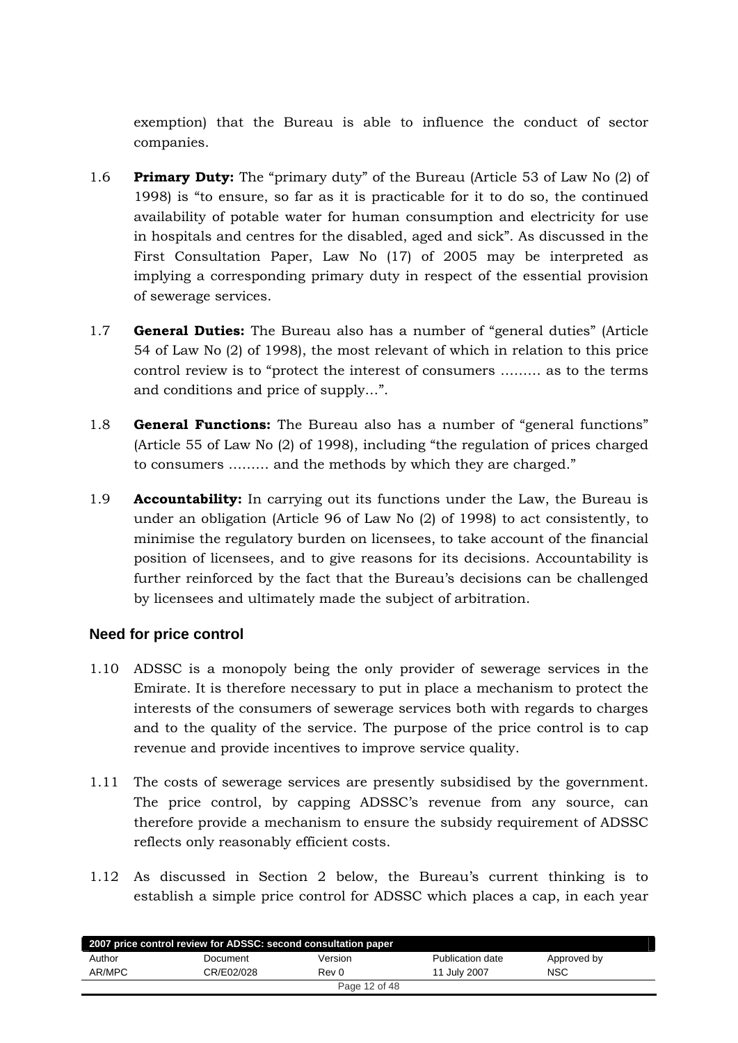exemption) that the Bureau is able to influence the conduct of sector companies.

1.6 **Primary Duty:** The "primary duty" of the Bureau (Article 53 of Law No (2) of 1998) is "to ensure, so far as it is practicable for it to do so, the continued availability of potable water for human consumption and electricity for use in hospitals and centres for the disabled, aged and sick". As discussed in the First Consultation Paper, Law No (17) of 2005 may be interpreted as implying a corresponding primary duty in respect of the essential provision of sewerage services.

1.7 **General Duties:** The Bureau also has a number of "general duties" (Article 54 of Law No (2) of 1998), the most relevant of which in relation to this price control review is to "protect the interest of consumers ……… as to the terms and conditions and price of supply…".

1.8 **General Functions:** The Bureau also has a number of "general functions" (Article 55 of Law No (2) of 1998), including "the regulation of prices charged to consumers ……… and the methods by which they are charged."

1.9 **Accountability:** In carrying out its functions under the Law, the Bureau is under an obligation (Article 96 of Law No (2) of 1998) to act consistently, to minimise the regulatory burden on licensees, to take account of the financial position of licensees, and to give reasons for its decisions. Accountability is further reinforced by the fact that the Bureau's decisions can be challenged by licensees and ultimately made the subject of arbitration.

## Need for price control

1.10 ADSSC is a monopoly being the only provider of sewerage services in the Emirate. It is therefore necessary to put in place a mechanism to protect the interests of the consumers of sewerage services both with regards to charges and to the quality of the service. The purpose of the price control is to cap revenue and provide incentives to improve service quality.

1.11 The costs of sewerage services are presently subsidised by the government. The price control, by capping ADSSC's revenue from any source, can therefore provide a mechanism to ensure the subsidy requirement of ADSSC reflects only reasonably efficient costs.

1.12 As discussed in Section 2 below, the Bureau's current thinking is to establish a simple price control for ADSSC which places a cap, in each year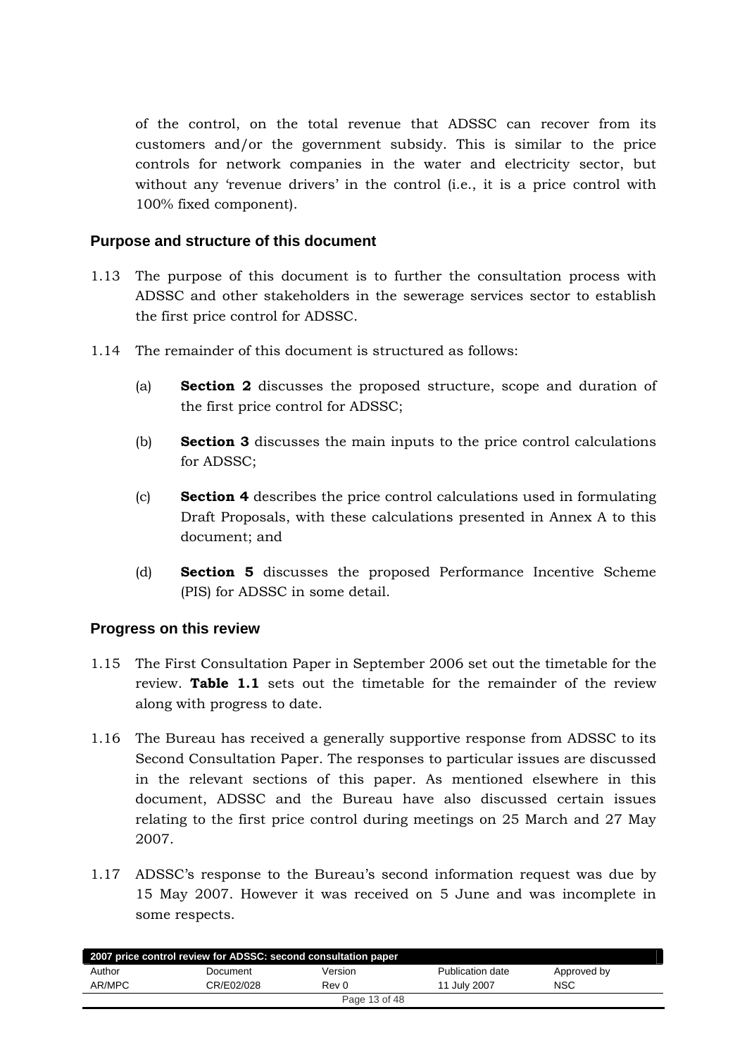of the control, on the total revenue that ADSSC can recover from its customers and/or the government subsidy. This is similar to the price controls for network companies in the water and electricity sector, but without any 'revenue drivers' in the control (i.e., it is a price control with 100% fixed component).

## Purpose and structure of this document

1.13 The purpose of this document is to further the consultation process with ADSSC and other stakeholders in the sewerage services sector to establish the first price control for ADSSC.

1.14 The remainder of this document is structured as follows:

(a) **Section 2** discusses the proposed structure, scope and duration of the first price control for ADSSC;

(b) **Section 3** discusses the main inputs to the price control calculations for ADSSC;

(c) **Section 4** describes the price control calculations used in formulating Draft Proposals, with these calculations presented in Annex A to this document; and

(d) **Section 5** discusses the proposed Performance Incentive Scheme (PIS) for ADSSC in some detail.

## Progress on this review

1.15 The First Consultation Paper in September 2006 set out the timetable for the review. **Table 1.1** sets out the timetable for the remainder of the review along with progress to date.

1.16 The Bureau has received a generally supportive response from ADSSC to its Second Consultation Paper. The responses to particular issues are discussed in the relevant sections of this paper. As mentioned elsewhere in this document, ADSSC and the Bureau have also discussed certain issues relating to the first price control during meetings on 25 March and 27 May 2007.

1.17 ADSSC's response to the Bureau's second information request was due by 15 May 2007. However it was received on 5 June and was incomplete in some respects.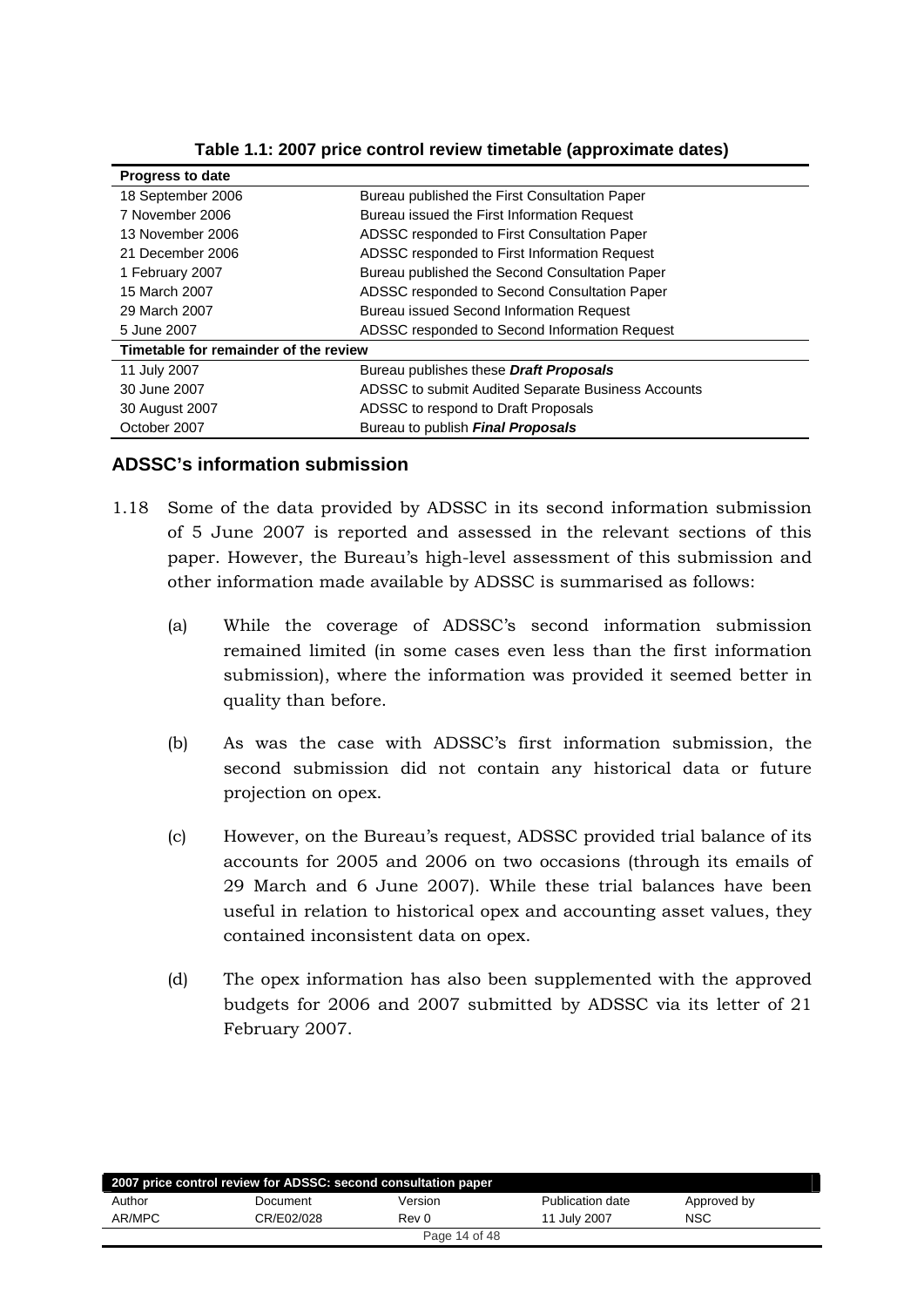**Table 1.1: 2007 price control review timetable (approximate dates)**

| **Progress to date** | |
|---|---|
| 18 September 2006 | Bureau published the First Consultation Paper |
| 7 November 2006 | Bureau issued the First Information Request |
| 13 November 2006 | ADSSC responded to First Consultation Paper |
| 21 December 2006 | ADSSC responded to First Information Request |
| 1 February 2007 | Bureau published the Second Consultation Paper |
| 15 March 2007 | ADSSC responded to Second Consultation Paper |
| 29 March 2007 | Bureau issued Second Information Request |
| 5 June 2007 | ADSSC responded to Second Information Request |
| **Timetable for remainder of the review** | |
| 11 July 2007 | Bureau publishes these ***Draft Proposals*** |
| 30 June 2007 | ADSSC to submit Audited Separate Business Accounts |
| 30 August 2007 | ADSSC to respond to Draft Proposals |
| October 2007 | Bureau to publish ***Final Proposals*** |

## ADSSC's information submission

1.18 Some of the data provided by ADSSC in its second information submission of 5 June 2007 is reported and assessed in the relevant sections of this paper. However, the Bureau's high-level assessment of this submission and other information made available by ADSSC is summarised as follows:

(a) While the coverage of ADSSC's second information submission remained limited (in some cases even less than the first information submission), where the information was provided it seemed better in quality than before.

(b) As was the case with ADSSC's first information submission, the second submission did not contain any historical data or future projection on opex.

(c) However, on the Bureau's request, ADSSC provided trial balance of its accounts for 2005 and 2006 on two occasions (through its emails of 29 March and 6 June 2007). While these trial balances have been useful in relation to historical opex and accounting asset values, they contained inconsistent data on opex.

(d) The opex information has also been supplemented with the approved budgets for 2006 and 2007 submitted by ADSSC via its letter of 21 February 2007.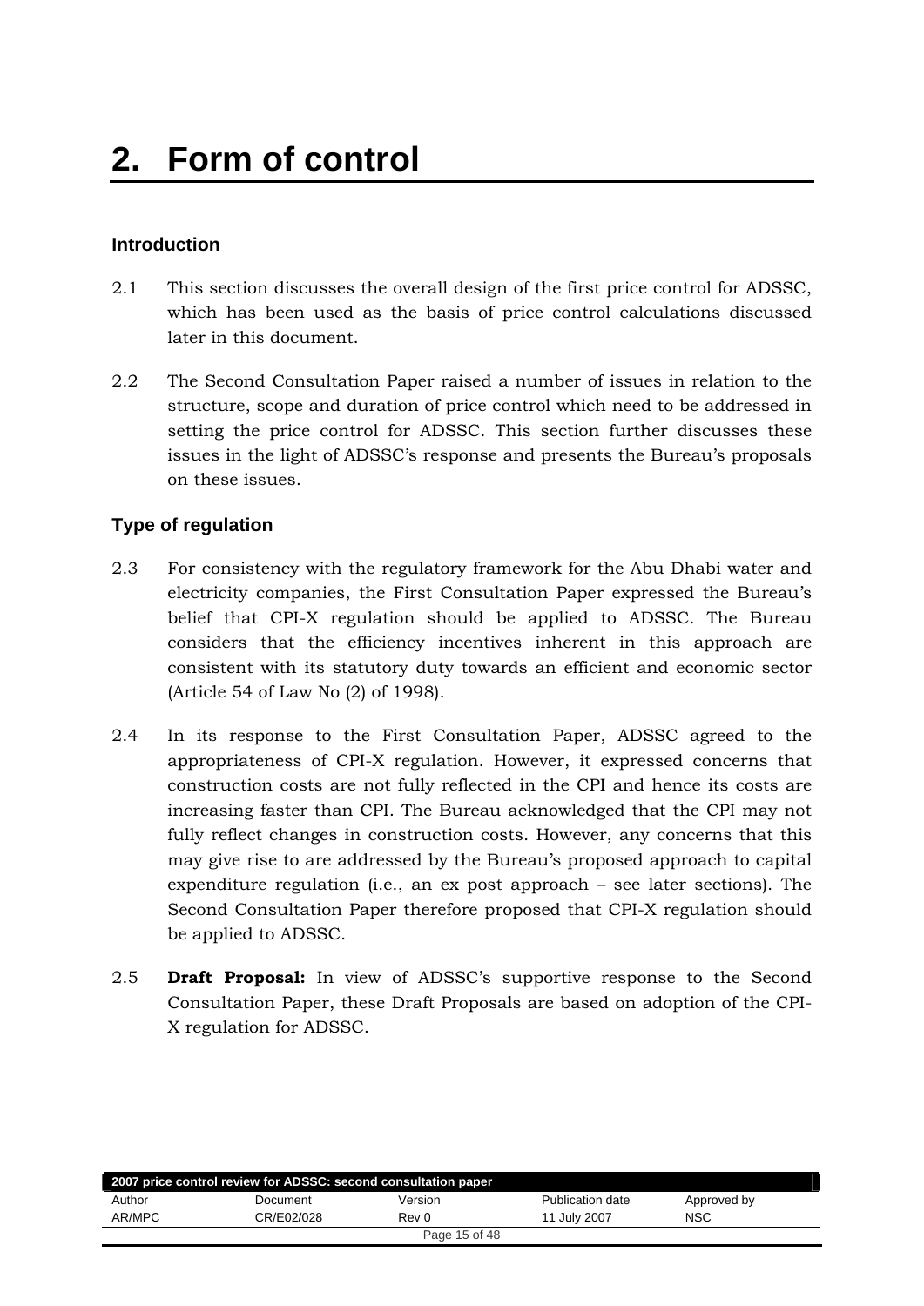# 2. Form of control

## Introduction

2.1 This section discusses the overall design of the first price control for ADSSC, which has been used as the basis of price control calculations discussed later in this document.

2.2 The Second Consultation Paper raised a number of issues in relation to the structure, scope and duration of price control which need to be addressed in setting the price control for ADSSC. This section further discusses these issues in the light of ADSSC's response and presents the Bureau's proposals on these issues.

## Type of regulation

2.3 For consistency with the regulatory framework for the Abu Dhabi water and electricity companies, the First Consultation Paper expressed the Bureau's belief that CPI-X regulation should be applied to ADSSC. The Bureau considers that the efficiency incentives inherent in this approach are consistent with its statutory duty towards an efficient and economic sector (Article 54 of Law No (2) of 1998).

2.4 In its response to the First Consultation Paper, ADSSC agreed to the appropriateness of CPI-X regulation. However, it expressed concerns that construction costs are not fully reflected in the CPI and hence its costs are increasing faster than CPI. The Bureau acknowledged that the CPI may not fully reflect changes in construction costs. However, any concerns that this may give rise to are addressed by the Bureau's proposed approach to capital expenditure regulation (i.e., an ex post approach – see later sections). The Second Consultation Paper therefore proposed that CPI-X regulation should be applied to ADSSC.

2.5 **Draft Proposal:** In view of ADSSC's supportive response to the Second Consultation Paper, these Draft Proposals are based on adoption of the CPI-X regulation for ADSSC.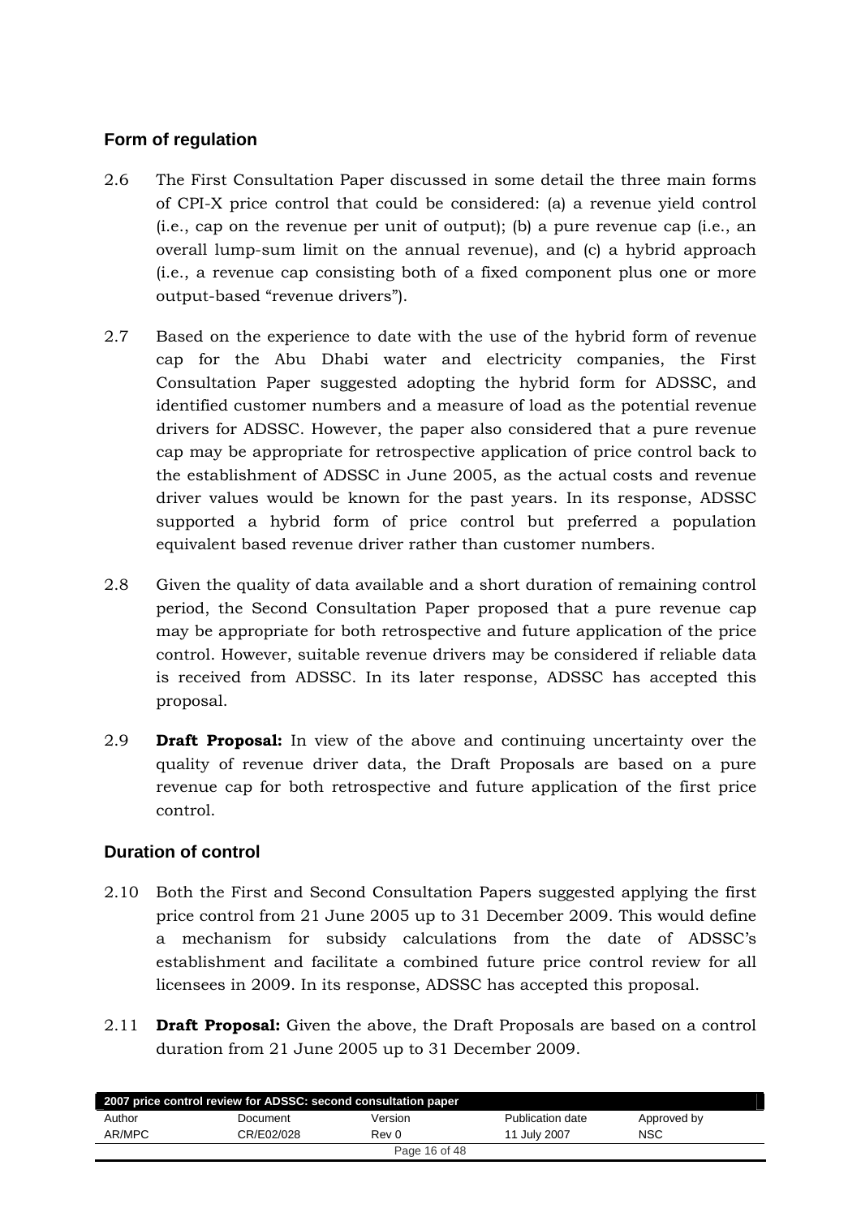## Form of regulation

2.6 The First Consultation Paper discussed in some detail the three main forms of CPI-X price control that could be considered: (a) a revenue yield control (i.e., cap on the revenue per unit of output); (b) a pure revenue cap (i.e., an overall lump-sum limit on the annual revenue), and (c) a hybrid approach (i.e., a revenue cap consisting both of a fixed component plus one or more output-based "revenue drivers").

2.7 Based on the experience to date with the use of the hybrid form of revenue cap for the Abu Dhabi water and electricity companies, the First Consultation Paper suggested adopting the hybrid form for ADSSC, and identified customer numbers and a measure of load as the potential revenue drivers for ADSSC. However, the paper also considered that a pure revenue cap may be appropriate for retrospective application of price control back to the establishment of ADSSC in June 2005, as the actual costs and revenue driver values would be known for the past years. In its response, ADSSC supported a hybrid form of price control but preferred a population equivalent based revenue driver rather than customer numbers.

2.8 Given the quality of data available and a short duration of remaining control period, the Second Consultation Paper proposed that a pure revenue cap may be appropriate for both retrospective and future application of the price control. However, suitable revenue drivers may be considered if reliable data is received from ADSSC. In its later response, ADSSC has accepted this proposal.

2.9 **Draft Proposal:** In view of the above and continuing uncertainty over the quality of revenue driver data, the Draft Proposals are based on a pure revenue cap for both retrospective and future application of the first price control.

## Duration of control

2.10 Both the First and Second Consultation Papers suggested applying the first price control from 21 June 2005 up to 31 December 2009. This would define a mechanism for subsidy calculations from the date of ADSSC's establishment and facilitate a combined future price control review for all licensees in 2009. In its response, ADSSC has accepted this proposal.

2.11 **Draft Proposal:** Given the above, the Draft Proposals are based on a control duration from 21 June 2005 up to 31 December 2009.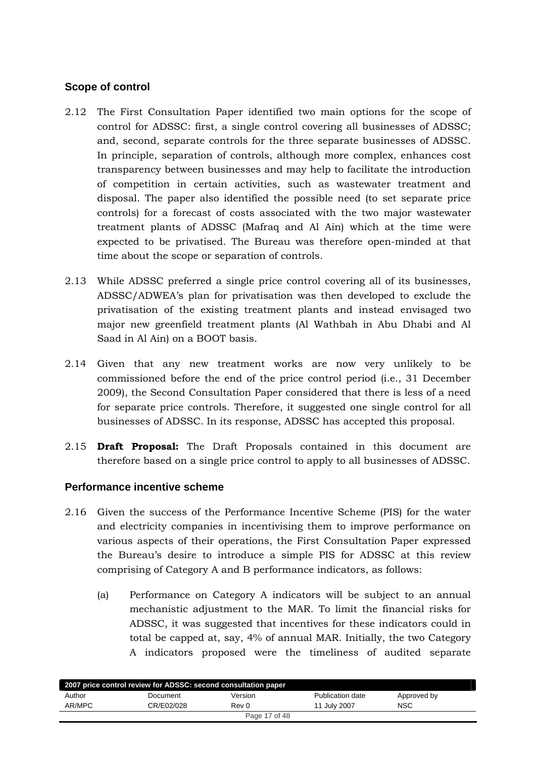## Scope of control

2.12 The First Consultation Paper identified two main options for the scope of control for ADSSC: first, a single control covering all businesses of ADSSC; and, second, separate controls for the three separate businesses of ADSSC. In principle, separation of controls, although more complex, enhances cost transparency between businesses and may help to facilitate the introduction of competition in certain activities, such as wastewater treatment and disposal. The paper also identified the possible need (to set separate price controls) for a forecast of costs associated with the two major wastewater treatment plants of ADSSC (Mafraq and Al Ain) which at the time were expected to be privatised. The Bureau was therefore open-minded at that time about the scope or separation of controls.

2.13 While ADSSC preferred a single price control covering all of its businesses, ADSSC/ADWEA's plan for privatisation was then developed to exclude the privatisation of the existing treatment plants and instead envisaged two major new greenfield treatment plants (Al Wathbah in Abu Dhabi and Al Saad in Al Ain) on a BOOT basis.

2.14 Given that any new treatment works are now very unlikely to be commissioned before the end of the price control period (i.e., 31 December 2009), the Second Consultation Paper considered that there is less of a need for separate price controls. Therefore, it suggested one single control for all businesses of ADSSC. In its response, ADSSC has accepted this proposal.

2.15 **Draft Proposal:** The Draft Proposals contained in this document are therefore based on a single price control to apply to all businesses of ADSSC.

## Performance incentive scheme

2.16 Given the success of the Performance Incentive Scheme (PIS) for the water and electricity companies in incentivising them to improve performance on various aspects of their operations, the First Consultation Paper expressed the Bureau's desire to introduce a simple PIS for ADSSC at this review comprising of Category A and B performance indicators, as follows:

(a) Performance on Category A indicators will be subject to an annual mechanistic adjustment to the MAR. To limit the financial risks for ADSSC, it was suggested that incentives for these indicators could in total be capped at, say, 4% of annual MAR. Initially, the two Category A indicators proposed were the timeliness of audited separate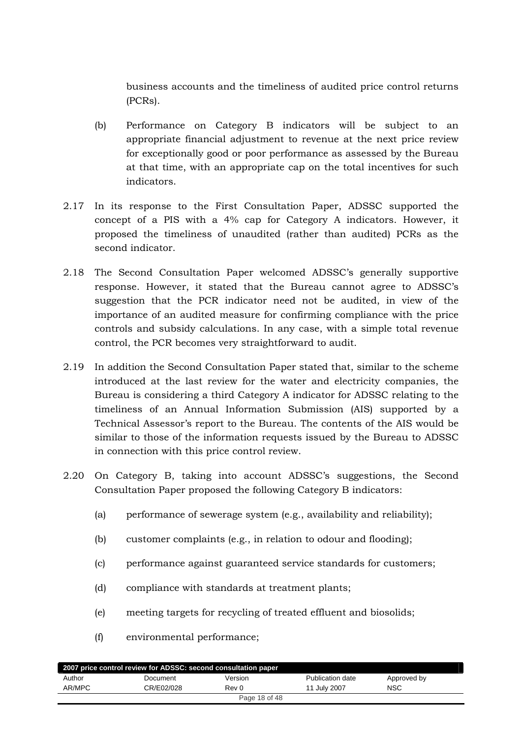business accounts and the timeliness of audited price control returns (PCRs).

(b) Performance on Category B indicators will be subject to an appropriate financial adjustment to revenue at the next price review for exceptionally good or poor performance as assessed by the Bureau at that time, with an appropriate cap on the total incentives for such indicators.

2.17 In its response to the First Consultation Paper, ADSSC supported the concept of a PIS with a 4% cap for Category A indicators. However, it proposed the timeliness of unaudited (rather than audited) PCRs as the second indicator.

2.18 The Second Consultation Paper welcomed ADSSC's generally supportive response. However, it stated that the Bureau cannot agree to ADSSC's suggestion that the PCR indicator need not be audited, in view of the importance of an audited measure for confirming compliance with the price controls and subsidy calculations. In any case, with a simple total revenue control, the PCR becomes very straightforward to audit.

2.19 In addition the Second Consultation Paper stated that, similar to the scheme introduced at the last review for the water and electricity companies, the Bureau is considering a third Category A indicator for ADSSC relating to the timeliness of an Annual Information Submission (AIS) supported by a Technical Assessor's report to the Bureau. The contents of the AIS would be similar to those of the information requests issued by the Bureau to ADSSC in connection with this price control review.

2.20 On Category B, taking into account ADSSC's suggestions, the Second Consultation Paper proposed the following Category B indicators:

(a) performance of sewerage system (e.g., availability and reliability);

(b) customer complaints (e.g., in relation to odour and flooding);

(c) performance against guaranteed service standards for customers;

(d) compliance with standards at treatment plants;

(e) meeting targets for recycling of treated effluent and biosolids;

(f) environmental performance;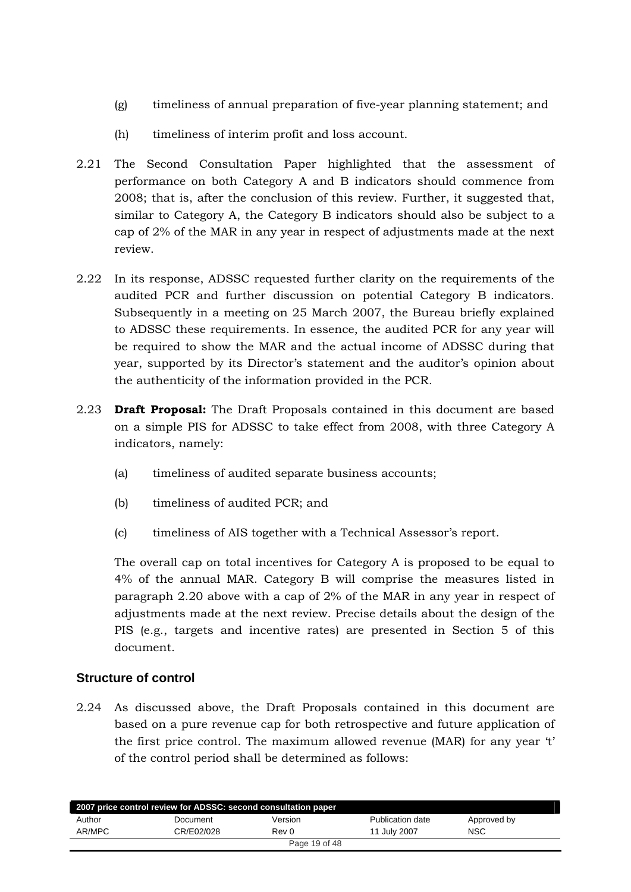(g) timeliness of annual preparation of five-year planning statement; and

(h) timeliness of interim profit and loss account.

2.21 The Second Consultation Paper highlighted that the assessment of performance on both Category A and B indicators should commence from 2008; that is, after the conclusion of this review. Further, it suggested that, similar to Category A, the Category B indicators should also be subject to a cap of 2% of the MAR in any year in respect of adjustments made at the next review.

2.22 In its response, ADSSC requested further clarity on the requirements of the audited PCR and further discussion on potential Category B indicators. Subsequently in a meeting on 25 March 2007, the Bureau briefly explained to ADSSC these requirements. In essence, the audited PCR for any year will be required to show the MAR and the actual income of ADSSC during that year, supported by its Director's statement and the auditor's opinion about the authenticity of the information provided in the PCR.

2.23 **Draft Proposal:** The Draft Proposals contained in this document are based on a simple PIS for ADSSC to take effect from 2008, with three Category A indicators, namely:

(a) timeliness of audited separate business accounts;

(b) timeliness of audited PCR; and

(c) timeliness of AIS together with a Technical Assessor's report.

The overall cap on total incentives for Category A is proposed to be equal to 4% of the annual MAR. Category B will comprise the measures listed in paragraph 2.20 above with a cap of 2% of the MAR in any year in respect of adjustments made at the next review. Precise details about the design of the PIS (e.g., targets and incentive rates) are presented in Section 5 of this document.

### Structure of control

2.24 As discussed above, the Draft Proposals contained in this document are based on a pure revenue cap for both retrospective and future application of the first price control. The maximum allowed revenue (MAR) for any year 't' of the control period shall be determined as follows: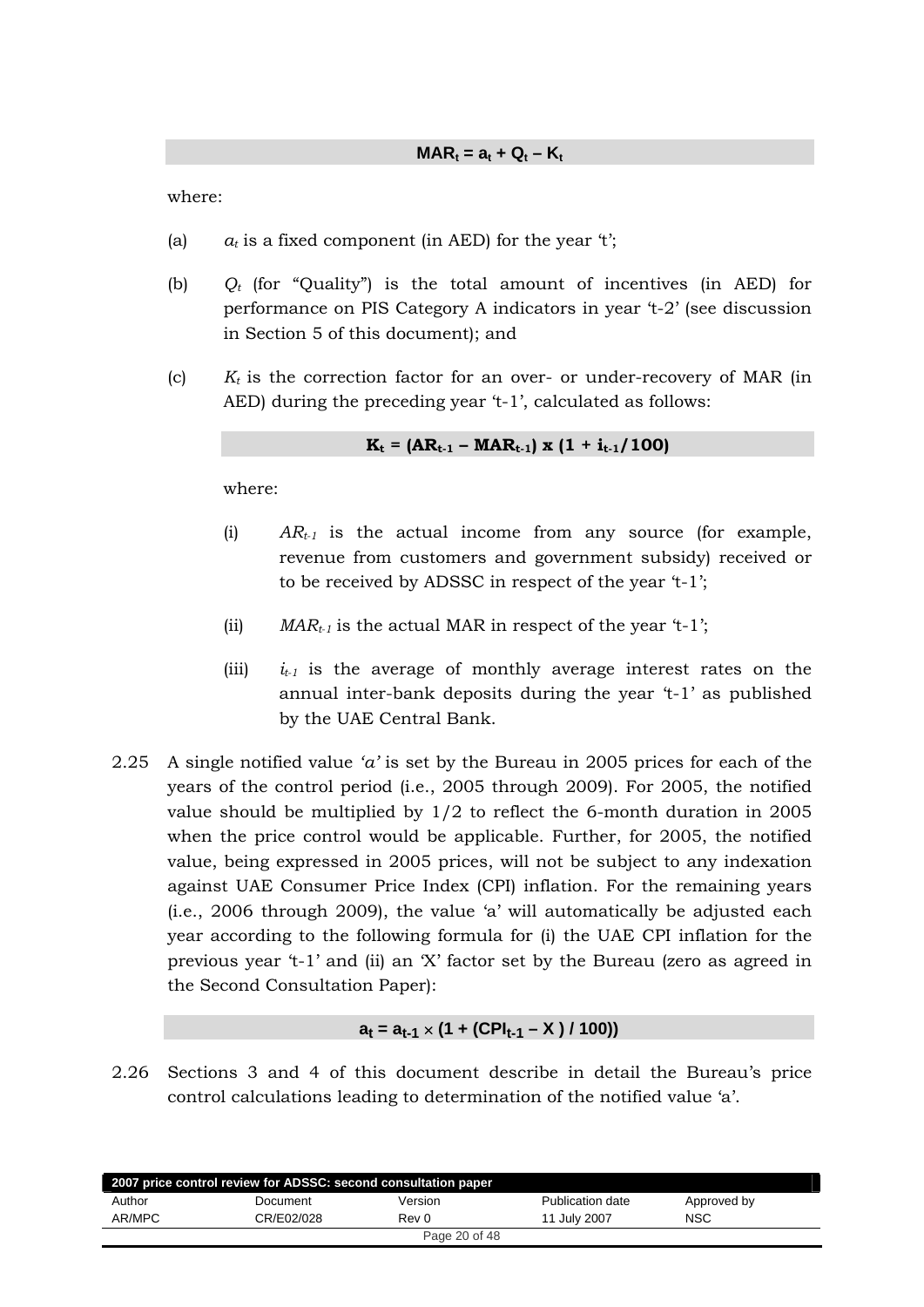$$\mathbf{MAR_t = a_t + Q_t - K_t}$$

where:

(a) $a_t$ is a fixed component (in AED) for the year 't';

(b) $Q_t$ (for "Quality") is the total amount of incentives (in AED) for performance on PIS Category A indicators in year 't-2' (see discussion in Section 5 of this document); and

(c) $K_t$ is the correction factor for an over- or under-recovery of MAR (in AED) during the preceding year 't-1', calculated as follows:

$$\mathbf{K_t = (AR_{t-1} - MAR_{t-1}) \times (1 + i_{t-1}/100)}$$

where:

(i) $AR_{t-1}$ is the actual income from any source (for example, revenue from customers and government subsidy) received or to be received by ADSSC in respect of the year 't-1';

(ii) $MAR_{t-1}$ is the actual MAR in respect of the year 't-1';

(iii) $i_{t-1}$ is the average of monthly average interest rates on the annual inter-bank deposits during the year 't-1' as published by the UAE Central Bank.

2.25 A single notified value *'a'* is set by the Bureau in 2005 prices for each of the years of the control period (i.e., 2005 through 2009). For 2005, the notified value should be multiplied by 1/2 to reflect the 6-month duration in 2005 when the price control would be applicable. Further, for 2005, the notified value, being expressed in 2005 prices, will not be subject to any indexation against UAE Consumer Price Index (CPI) inflation. For the remaining years (i.e., 2006 through 2009), the value 'a' will automatically be adjusted each year according to the following formula for (i) the UAE CPI inflation for the previous year 't-1' and (ii) an 'X' factor set by the Bureau (zero as agreed in the Second Consultation Paper):

$$\mathbf{a_t = a_{t-1} \times (1 + (CPI_{t-1} - X) / 100))}$$

2.26 Sections 3 and 4 of this document describe in detail the Bureau's price control calculations leading to determination of the notified value 'a'.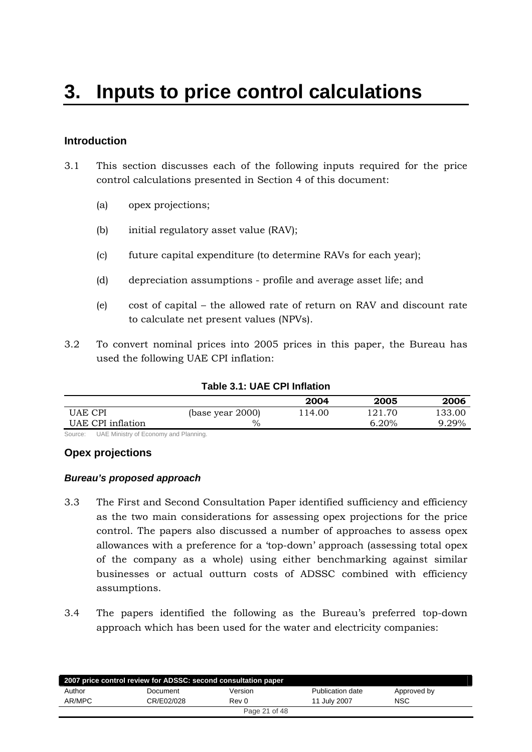# 3. Inputs to price control calculations

## Introduction

3.1 This section discusses each of the following inputs required for the price control calculations presented in Section 4 of this document:

(a) opex projections;

(b) initial regulatory asset value (RAV);

(c) future capital expenditure (to determine RAVs for each year);

(d) depreciation assumptions - profile and average asset life; and

(e) cost of capital – the allowed rate of return on RAV and discount rate to calculate net present values (NPVs).

3.2 To convert nominal prices into 2005 prices in this paper, the Bureau has used the following UAE CPI inflation:

**Table 3.1: UAE CPI Inflation**

| | | 2004 | 2005 | 2006 |
|---|---|---|---|---|
| UAE CPI | (base year 2000) | 114.00 | 121.70 | 133.00 |
| UAE CPI inflation | % | | 6.20% | 9.29% |

Source: UAE Ministry of Economy and Planning.

## Opex projections

### *Bureau's proposed approach*

3.3 The First and Second Consultation Paper identified sufficiency and efficiency as the two main considerations for assessing opex projections for the price control. The papers also discussed a number of approaches to assess opex allowances with a preference for a 'top-down' approach (assessing total opex of the company as a whole) using either benchmarking against similar businesses or actual outturn costs of ADSSC combined with efficiency assumptions.

3.4 The papers identified the following as the Bureau's preferred top-down approach which has been used for the water and electricity companies: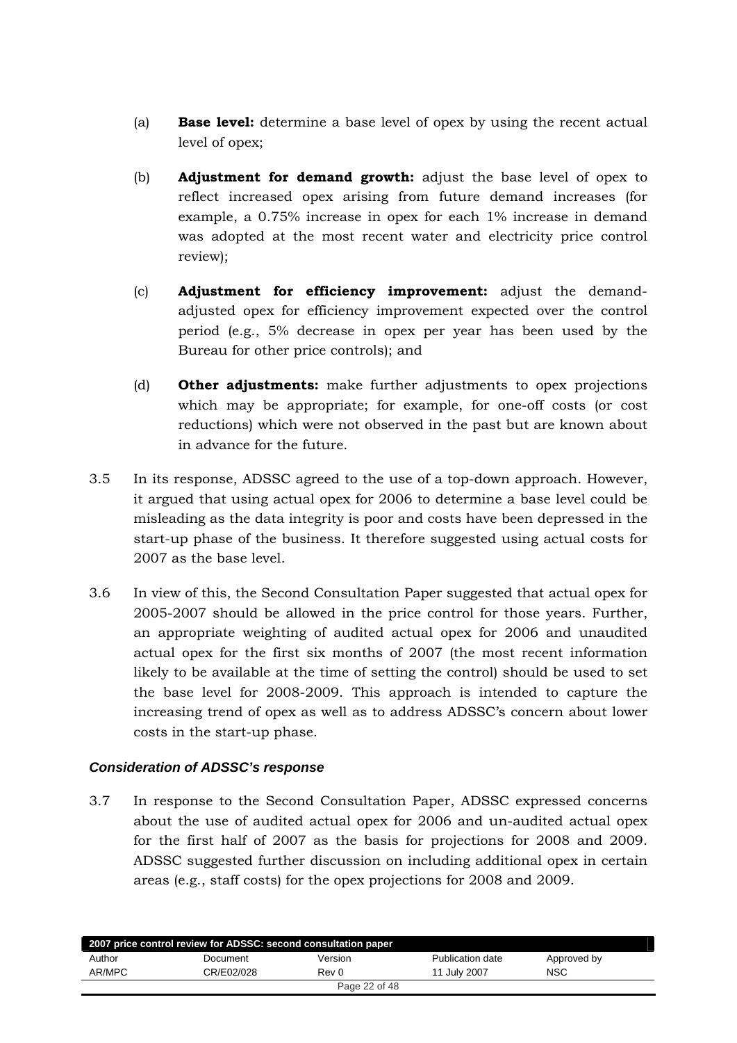(a) **Base level:** determine a base level of opex by using the recent actual level of opex;

(b) **Adjustment for demand growth:** adjust the base level of opex to reflect increased opex arising from future demand increases (for example, a 0.75% increase in opex for each 1% increase in demand was adopted at the most recent water and electricity price control review);

(c) **Adjustment for efficiency improvement:** adjust the demand-adjusted opex for efficiency improvement expected over the control period (e.g., 5% decrease in opex per year has been used by the Bureau for other price controls); and

(d) **Other adjustments:** make further adjustments to opex projections which may be appropriate; for example, for one-off costs (or cost reductions) which were not observed in the past but are known about in advance for the future.

3.5 In its response, ADSSC agreed to the use of a top-down approach. However, it argued that using actual opex for 2006 to determine a base level could be misleading as the data integrity is poor and costs have been depressed in the start-up phase of the business. It therefore suggested using actual costs for 2007 as the base level.

3.6 In view of this, the Second Consultation Paper suggested that actual opex for 2005-2007 should be allowed in the price control for those years. Further, an appropriate weighting of audited actual opex for 2006 and unaudited actual opex for the first six months of 2007 (the most recent information likely to be available at the time of setting the control) should be used to set the base level for 2008-2009. This approach is intended to capture the increasing trend of opex as well as to address ADSSC's concern about lower costs in the start-up phase.

***Consideration of ADSSC's response***

3.7 In response to the Second Consultation Paper, ADSSC expressed concerns about the use of audited actual opex for 2006 and un-audited actual opex for the first half of 2007 as the basis for projections for 2008 and 2009. ADSSC suggested further discussion on including additional opex in certain areas (e.g., staff costs) for the opex projections for 2008 and 2009.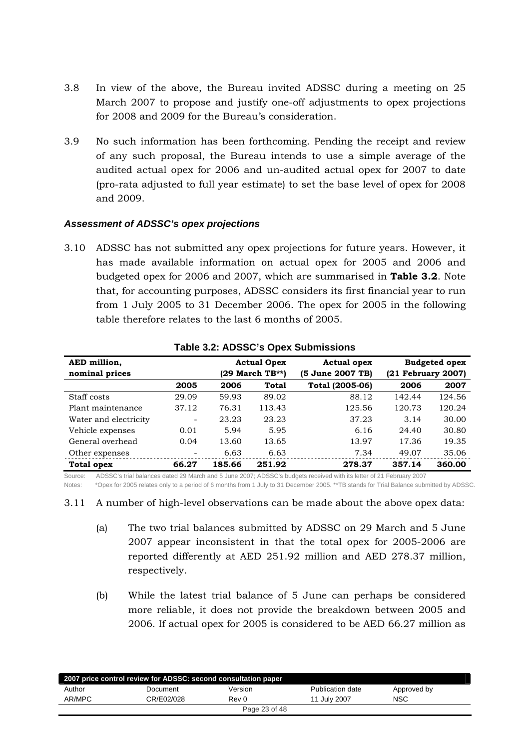3.8 In view of the above, the Bureau invited ADSSC during a meeting on 25 March 2007 to propose and justify one-off adjustments to opex projections for 2008 and 2009 for the Bureau's consideration.

3.9 No such information has been forthcoming. Pending the receipt and review of any such proposal, the Bureau intends to use a simple average of the audited actual opex for 2006 and un-audited actual opex for 2007 to date (pro-rata adjusted to full year estimate) to set the base level of opex for 2008 and 2009.

### *Assessment of ADSSC's opex projections*

3.10 ADSSC has not submitted any opex projections for future years. However, it has made available information on actual opex for 2005 and 2006 and budgeted opex for 2006 and 2007, which are summarised in **Table 3.2**. Note that, for accounting purposes, ADSSC considers its first financial year to run from 1 July 2005 to 31 December 2006. The opex for 2005 in the following table therefore relates to the last 6 months of 2005.

**Table 3.2: ADSSC's Opex Submissions**

| AED million, nominal prices | Actual Opex (29 March TB**) | | | Actual opex (5 June 2007 TB) | Budgeted opex (21 February 2007) | |
|---|---|---|---|---|---|---|
| | 2005 | 2006 | Total | Total (2005-06) | 2006 | 2007 |
| Staff costs | 29.09 | 59.93 | 89.02 | 88.12 | 142.44 | 124.56 |
| Plant maintenance | 37.12 | 76.31 | 113.43 | 125.56 | 120.73 | 120.24 |
| Water and electricity | - | 23.23 | 23.23 | 37.23 | 3.14 | 30.00 |
| Vehicle expenses | 0.01 | 5.94 | 5.95 | 6.16 | 24.40 | 30.80 |
| General overhead | 0.04 | 13.60 | 13.65 | 13.97 | 17.36 | 19.35 |
| Other expenses | - | 6.63 | 6.63 | 7.34 | 49.07 | 35.06 |
| **Total opex** | **66.27** | **185.66** | **251.92** | **278.37** | **357.14** | **360.00** |

Source: ADSSC's trial balances dated 29 March and 5 June 2007; ADSSC's budgets received with its letter of 21 February 2007

Notes: *Opex for 2005 relates only to a period of 6 months from 1 July to 31 December 2005. **TB stands for Trial Balance submitted by ADSSC.

3.11 A number of high-level observations can be made about the above opex data:

(a) The two trial balances submitted by ADSSC on 29 March and 5 June 2007 appear inconsistent in that the total opex for 2005-2006 are reported differently at AED 251.92 million and AED 278.37 million, respectively.

(b) While the latest trial balance of 5 June can perhaps be considered more reliable, it does not provide the breakdown between 2005 and 2006. If actual opex for 2005 is considered to be AED 66.27 million as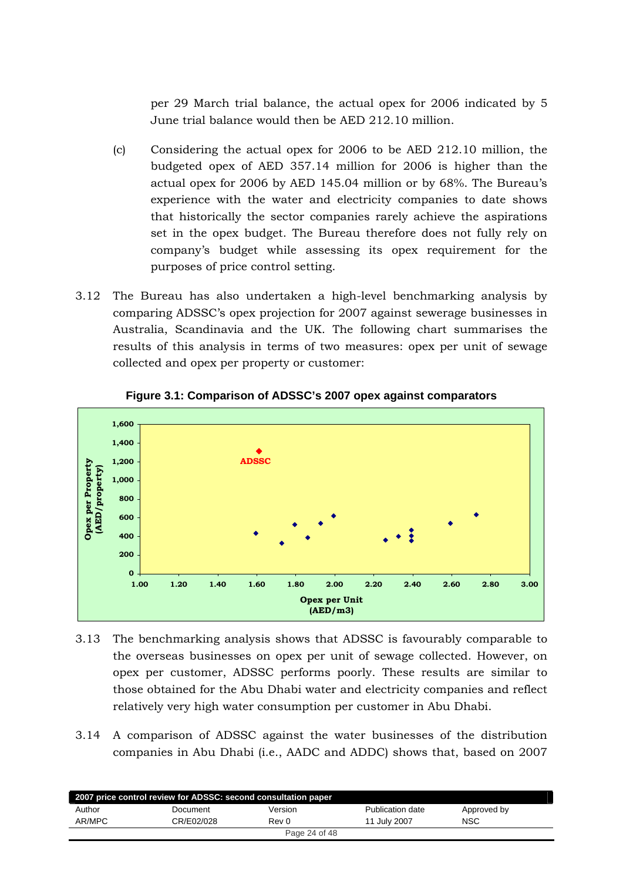per 29 March trial balance, the actual opex for 2006 indicated by 5 June trial balance would then be AED 212.10 million.

(c) Considering the actual opex for 2006 to be AED 212.10 million, the budgeted opex of AED 357.14 million for 2006 is higher than the actual opex for 2006 by AED 145.04 million or by 68%. The Bureau's experience with the water and electricity companies to date shows that historically the sector companies rarely achieve the aspirations set in the opex budget. The Bureau therefore does not fully rely on company's budget while assessing its opex requirement for the purposes of price control setting.

3.12 The Bureau has also undertaken a high-level benchmarking analysis by comparing ADSSC's opex projection for 2007 against sewerage businesses in Australia, Scandinavia and the UK. The following chart summarises the results of this analysis in terms of two measures: opex per unit of sewage collected and opex per property or customer:

**Figure 3.1: Comparison of ADSSC's 2007 opex against comparators**

3.13 The benchmarking analysis shows that ADSSC is favourably comparable to the overseas businesses on opex per unit of sewage collected. However, on opex per customer, ADSSC performs poorly. These results are similar to those obtained for the Abu Dhabi water and electricity companies and reflect relatively very high water consumption per customer in Abu Dhabi.

3.14 A comparison of ADSSC against the water businesses of the distribution companies in Abu Dhabi (i.e., AADC and ADDC) shows that, based on 2007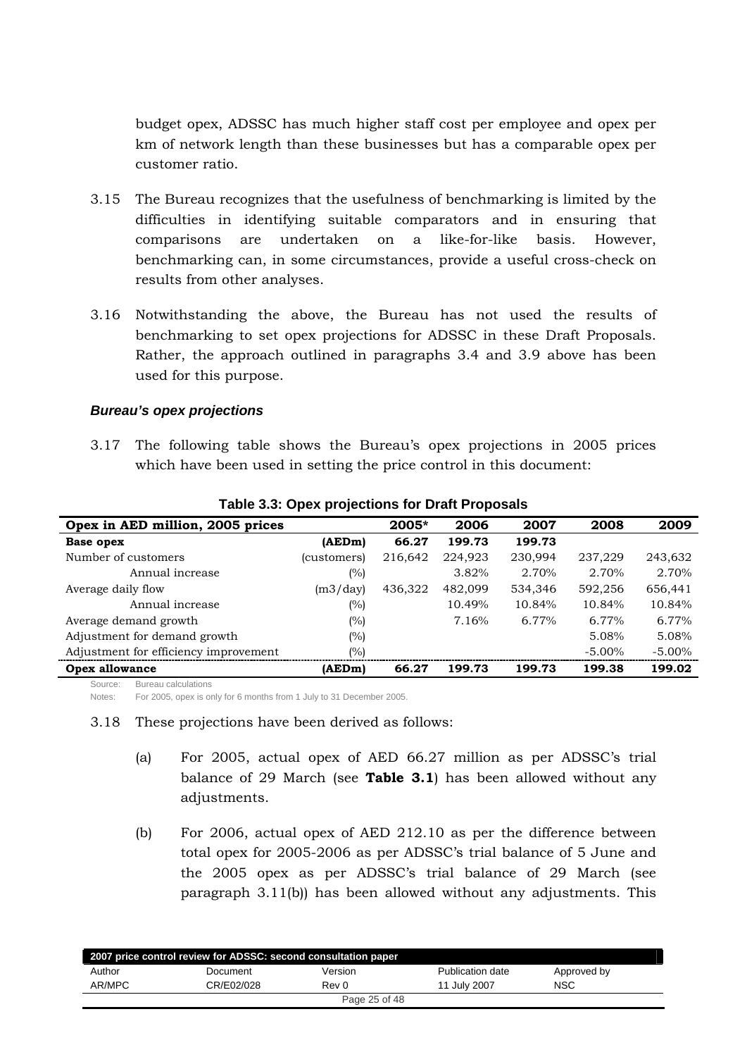budget opex, ADSSC has much higher staff cost per employee and opex per km of network length than these businesses but has a comparable opex per customer ratio.

3.15 The Bureau recognizes that the usefulness of benchmarking is limited by the difficulties in identifying suitable comparators and in ensuring that comparisons are undertaken on a like-for-like basis. However, benchmarking can, in some circumstances, provide a useful cross-check on results from other analyses.

3.16 Notwithstanding the above, the Bureau has not used the results of benchmarking to set opex projections for ADSSC in these Draft Proposals. Rather, the approach outlined in paragraphs 3.4 and 3.9 above has been used for this purpose.

### *Bureau's opex projections*

3.17 The following table shows the Bureau's opex projections in 2005 prices which have been used in setting the price control in this document:

**Table 3.3: Opex projections for Draft Proposals**

| Opex in AED million, 2005 prices | | 2005* | 2006 | 2007 | 2008 | 2009 |
|---|---|---|---|---|---|---|
| **Base opex** | **(AEDm)** | **66.27** | **199.73** | **199.73** | | |
| Number of customers | (customers) | 216,642 | 224,923 | 230,994 | 237,229 | 243,632 |
| Annual increase | (%) | | 3.82% | 2.70% | 2.70% | 2.70% |
| Average daily flow | (m3/day) | 436,322 | 482,099 | 534,346 | 592,256 | 656,441 |
| Annual increase | (%) | | 10.49% | 10.84% | 10.84% | 10.84% |
| Average demand growth | (%) | | 7.16% | 6.77% | 6.77% | 6.77% |
| Adjustment for demand growth | (%) | | | | 5.08% | 5.08% |
| Adjustment for efficiency improvement | (%) | | | | -5.00% | -5.00% |
| **Opex allowance** | **(AEDm)** | **66.27** | **199.73** | **199.73** | **199.38** | **199.02** |

Source: Bureau calculations

Notes: For 2005, opex is only for 6 months from 1 July to 31 December 2005.

3.18 These projections have been derived as follows:

(a) For 2005, actual opex of AED 66.27 million as per ADSSC's trial balance of 29 March (see **Table 3.1**) has been allowed without any adjustments.

(b) For 2006, actual opex of AED 212.10 as per the difference between total opex for 2005-2006 as per ADSSC's trial balance of 5 June and the 2005 opex as per ADSSC's trial balance of 29 March (see paragraph 3.11(b)) has been allowed without any adjustments. This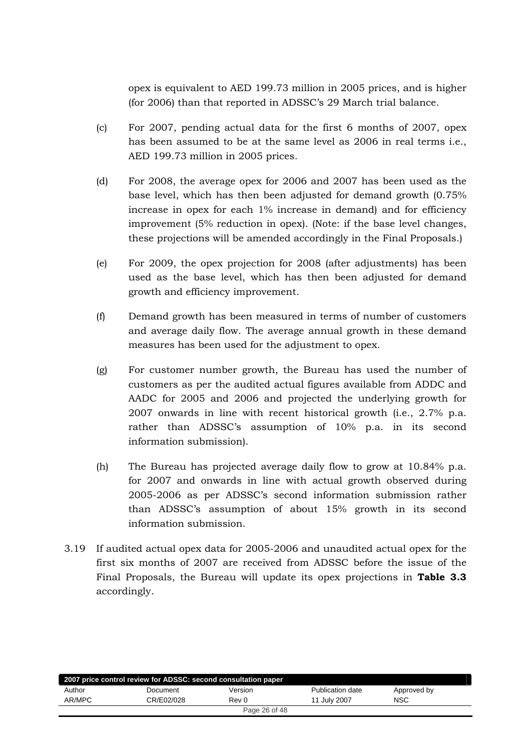opex is equivalent to AED 199.73 million in 2005 prices, and is higher (for 2006) than that reported in ADSSC's 29 March trial balance.

(c) For 2007, pending actual data for the first 6 months of 2007, opex has been assumed to be at the same level as 2006 in real terms i.e., AED 199.73 million in 2005 prices.

(d) For 2008, the average opex for 2006 and 2007 has been used as the base level, which has then been adjusted for demand growth (0.75% increase in opex for each 1% increase in demand) and for efficiency improvement (5% reduction in opex). (Note: if the base level changes, these projections will be amended accordingly in the Final Proposals.)

(e) For 2009, the opex projection for 2008 (after adjustments) has been used as the base level, which has then been adjusted for demand growth and efficiency improvement.

(f) Demand growth has been measured in terms of number of customers and average daily flow. The average annual growth in these demand measures has been used for the adjustment to opex.

(g) For customer number growth, the Bureau has used the number of customers as per the audited actual figures available from ADDC and AADC for 2005 and 2006 and projected the underlying growth for 2007 onwards in line with recent historical growth (i.e., 2.7% p.a. rather than ADSSC's assumption of 10% p.a. in its second information submission).

(h) The Bureau has projected average daily flow to grow at 10.84% p.a. for 2007 and onwards in line with actual growth observed during 2005-2006 as per ADSSC's second information submission rather than ADSSC's assumption of about 15% growth in its second information submission.

3.19 If audited actual opex data for 2005-2006 and unaudited actual opex for the first six months of 2007 are received from ADSSC before the issue of the Final Proposals, the Bureau will update its opex projections in **Table 3.3** accordingly.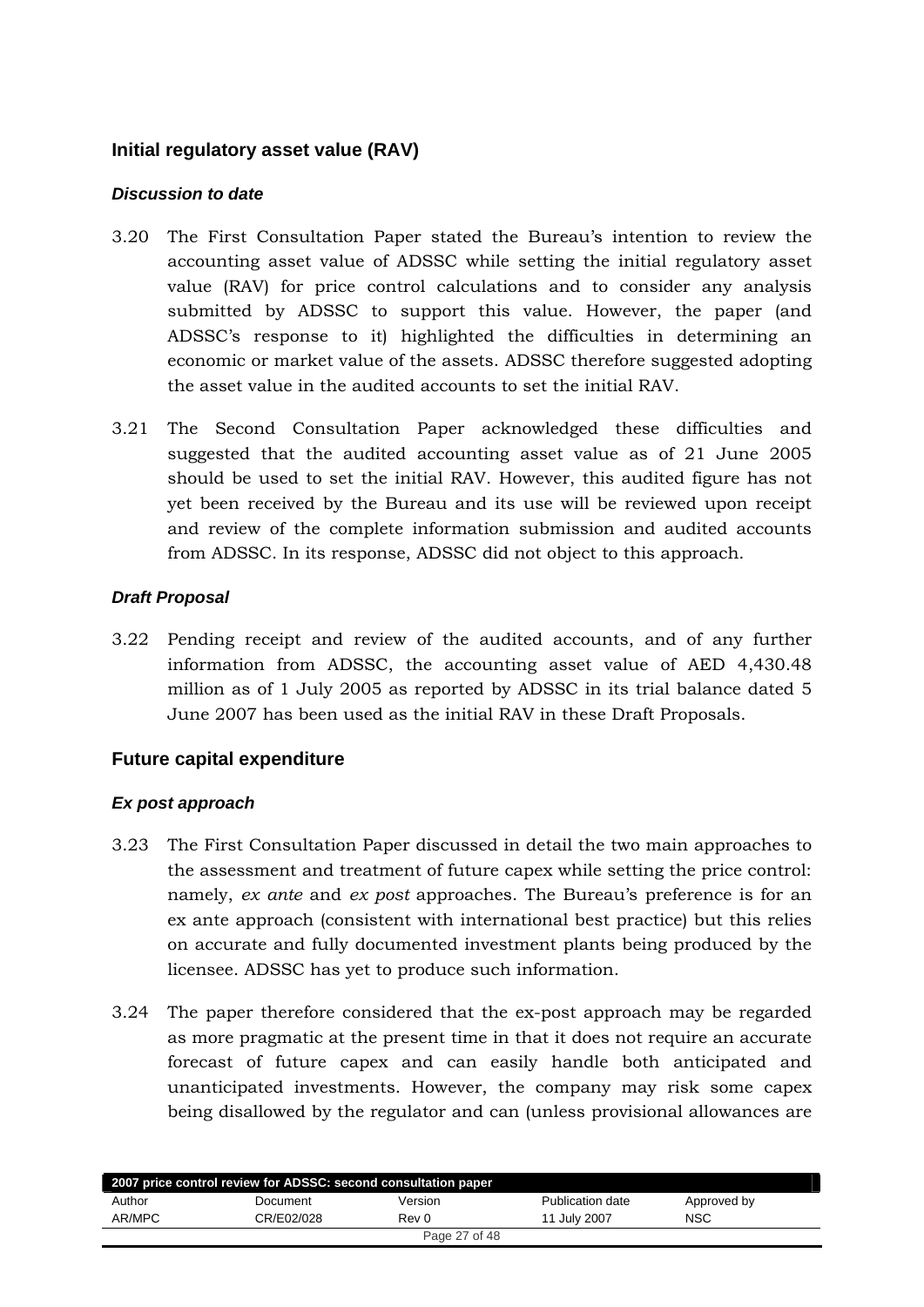## Initial regulatory asset value (RAV)

### *Discussion to date*

3.20 The First Consultation Paper stated the Bureau's intention to review the accounting asset value of ADSSC while setting the initial regulatory asset value (RAV) for price control calculations and to consider any analysis submitted by ADSSC to support this value. However, the paper (and ADSSC's response to it) highlighted the difficulties in determining an economic or market value of the assets. ADSSC therefore suggested adopting the asset value in the audited accounts to set the initial RAV.

3.21 The Second Consultation Paper acknowledged these difficulties and suggested that the audited accounting asset value as of 21 June 2005 should be used to set the initial RAV. However, this audited figure has not yet been received by the Bureau and its use will be reviewed upon receipt and review of the complete information submission and audited accounts from ADSSC. In its response, ADSSC did not object to this approach.

### *Draft Proposal*

3.22 Pending receipt and review of the audited accounts, and of any further information from ADSSC, the accounting asset value of AED 4,430.48 million as of 1 July 2005 as reported by ADSSC in its trial balance dated 5 June 2007 has been used as the initial RAV in these Draft Proposals.

## Future capital expenditure

### *Ex post approach*

3.23 The First Consultation Paper discussed in detail the two main approaches to the assessment and treatment of future capex while setting the price control: namely, *ex ante* and *ex post* approaches. The Bureau's preference is for an ex ante approach (consistent with international best practice) but this relies on accurate and fully documented investment plants being produced by the licensee. ADSSC has yet to produce such information.

3.24 The paper therefore considered that the ex-post approach may be regarded as more pragmatic at the present time in that it does not require an accurate forecast of future capex and can easily handle both anticipated and unanticipated investments. However, the company may risk some capex being disallowed by the regulator and can (unless provisional allowances are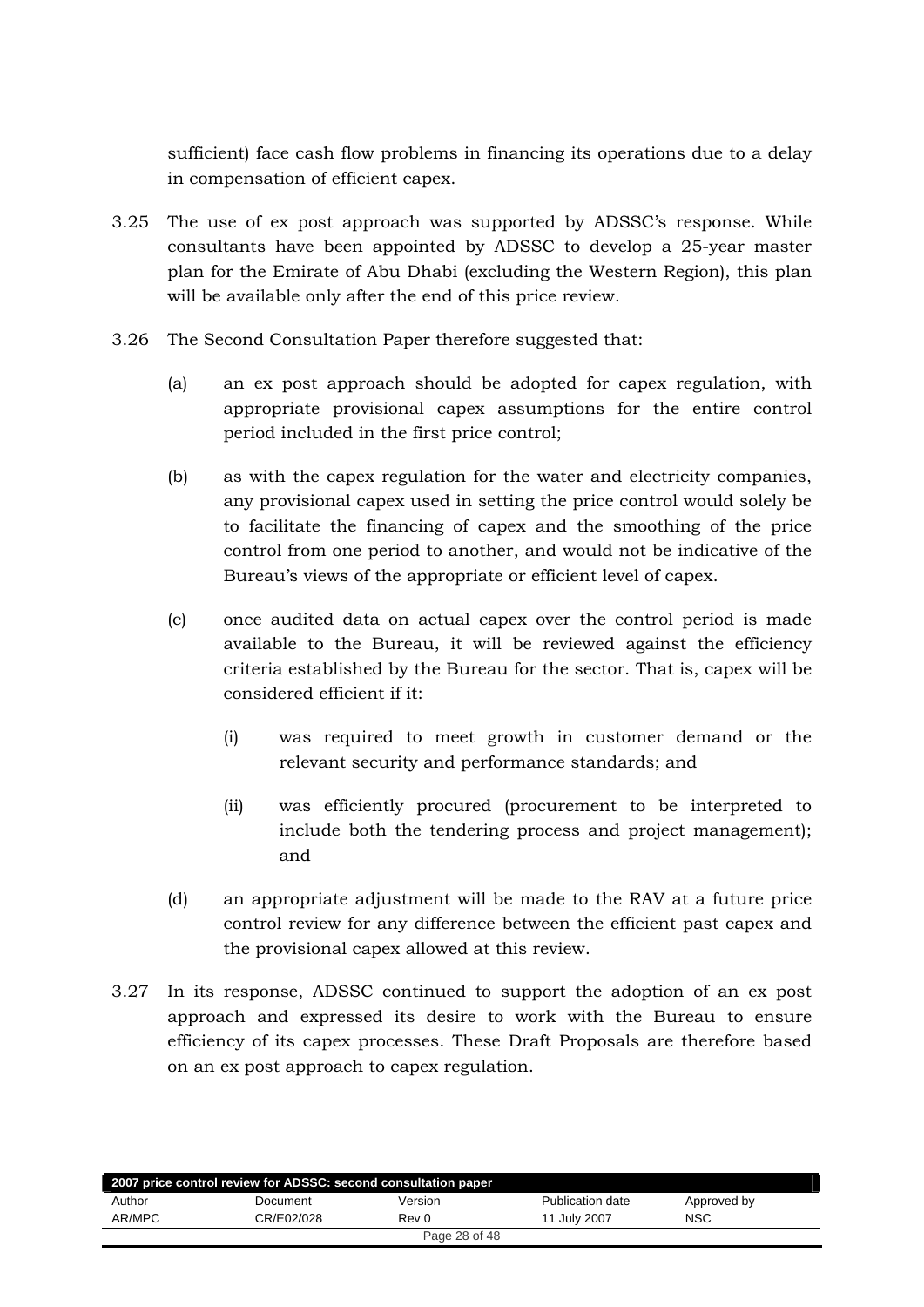sufficient) face cash flow problems in financing its operations due to a delay in compensation of efficient capex.

3.25 The use of ex post approach was supported by ADSSC's response. While consultants have been appointed by ADSSC to develop a 25-year master plan for the Emirate of Abu Dhabi (excluding the Western Region), this plan will be available only after the end of this price review.

3.26 The Second Consultation Paper therefore suggested that:

(a) an ex post approach should be adopted for capex regulation, with appropriate provisional capex assumptions for the entire control period included in the first price control;

(b) as with the capex regulation for the water and electricity companies, any provisional capex used in setting the price control would solely be to facilitate the financing of capex and the smoothing of the price control from one period to another, and would not be indicative of the Bureau's views of the appropriate or efficient level of capex.

(c) once audited data on actual capex over the control period is made available to the Bureau, it will be reviewed against the efficiency criteria established by the Bureau for the sector. That is, capex will be considered efficient if it:

(i) was required to meet growth in customer demand or the relevant security and performance standards; and

(ii) was efficiently procured (procurement to be interpreted to include both the tendering process and project management); and

(d) an appropriate adjustment will be made to the RAV at a future price control review for any difference between the efficient past capex and the provisional capex allowed at this review.

3.27 In its response, ADSSC continued to support the adoption of an ex post approach and expressed its desire to work with the Bureau to ensure efficiency of its capex processes. These Draft Proposals are therefore based on an ex post approach to capex regulation.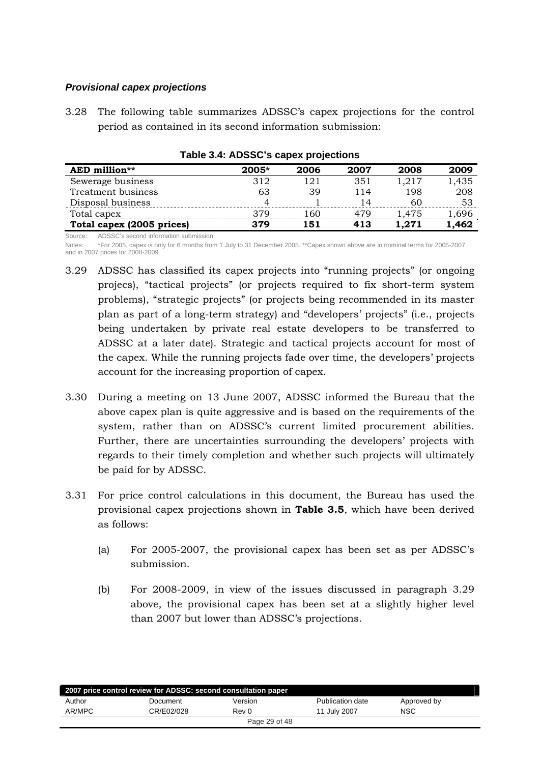### *Provisional capex projections*

3.28 The following table summarizes ADSSC's capex projections for the control period as contained in its second information submission:

**Table 3.4: ADSSC's capex projections**

| AED million** | 2005* | 2006 | 2007 | 2008 | 2009 |
|---|---|---|---|---|---|
| Sewerage business | 312 | 121 | 351 | 1,217 | 1,435 |
| Treatment business | 63 | 39 | 114 | 198 | 208 |
| Disposal business | 4 | 1 | 14 | 60 | 53 |
| Total capex | 379 | 160 | 479 | 1,475 | 1,696 |
| **Total capex (2005 prices)** | **379** | **151** | **413** | **1,271** | **1,462** |

Source: ADSSC's second information submission

Notes: *For 2005, capex is only for 6 months from 1 July to 31 December 2005. **Capex shown above are in nominal terms for 2005-2007 and in 2007 prices for 2008-2009.

3.29 ADSSC has classified its capex projects into "running projects" (or ongoing projecs), "tactical projects" (or projects required to fix short-term system problems), "strategic projects" (or projects being recommended in its master plan as part of a long-term strategy) and "developers' projects" (i.e., projects being undertaken by private real estate developers to be transferred to ADSSC at a later date). Strategic and tactical projects account for most of the capex. While the running projects fade over time, the developers' projects account for the increasing proportion of capex.

3.30 During a meeting on 13 June 2007, ADSSC informed the Bureau that the above capex plan is quite aggressive and is based on the requirements of the system, rather than on ADSSC's current limited procurement abilities. Further, there are uncertainties surrounding the developers' projects with regards to their timely completion and whether such projects will ultimately be paid for by ADSSC.

3.31 For price control calculations in this document, the Bureau has used the provisional capex projections shown in **Table 3.5**, which have been derived as follows:

(a) For 2005-2007, the provisional capex has been set as per ADSSC's submission.

(b) For 2008-2009, in view of the issues discussed in paragraph 3.29 above, the provisional capex has been set at a slightly higher level than 2007 but lower than ADSSC's projections.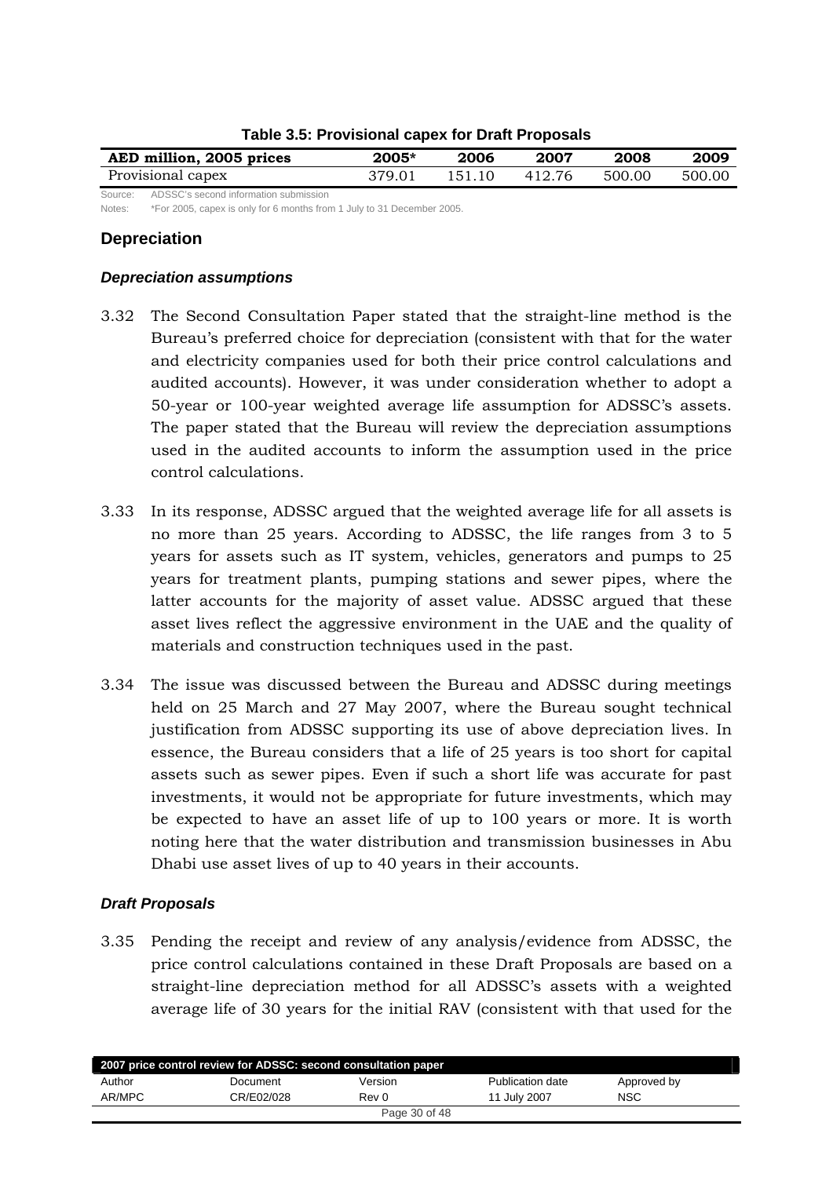**Table 3.5: Provisional capex for Draft Proposals**

| AED million, 2005 prices | 2005* | 2006 | 2007 | 2008 | 2009 |
|---|---|---|---|---|---|
| Provisional capex | 379.01 | 151.10 | 412.76 | 500.00 | 500.00 |

Source: ADSSC's second information submission

Notes: *For 2005, capex is only for 6 months from 1 July to 31 December 2005.

## Depreciation

### *Depreciation assumptions*

3.32 The Second Consultation Paper stated that the straight-line method is the Bureau's preferred choice for depreciation (consistent with that for the water and electricity companies used for both their price control calculations and audited accounts). However, it was under consideration whether to adopt a 50-year or 100-year weighted average life assumption for ADSSC's assets. The paper stated that the Bureau will review the depreciation assumptions used in the audited accounts to inform the assumption used in the price control calculations.

3.33 In its response, ADSSC argued that the weighted average life for all assets is no more than 25 years. According to ADSSC, the life ranges from 3 to 5 years for assets such as IT system, vehicles, generators and pumps to 25 years for treatment plants, pumping stations and sewer pipes, where the latter accounts for the majority of asset value. ADSSC argued that these asset lives reflect the aggressive environment in the UAE and the quality of materials and construction techniques used in the past.

3.34 The issue was discussed between the Bureau and ADSSC during meetings held on 25 March and 27 May 2007, where the Bureau sought technical justification from ADSSC supporting its use of above depreciation lives. In essence, the Bureau considers that a life of 25 years is too short for capital assets such as sewer pipes. Even if such a short life was accurate for past investments, it would not be appropriate for future investments, which may be expected to have an asset life of up to 100 years or more. It is worth noting here that the water distribution and transmission businesses in Abu Dhabi use asset lives of up to 40 years in their accounts.

### *Draft Proposals*

3.35 Pending the receipt and review of any analysis/evidence from ADSSC, the price control calculations contained in these Draft Proposals are based on a straight-line depreciation method for all ADSSC's assets with a weighted average life of 30 years for the initial RAV (consistent with that used for the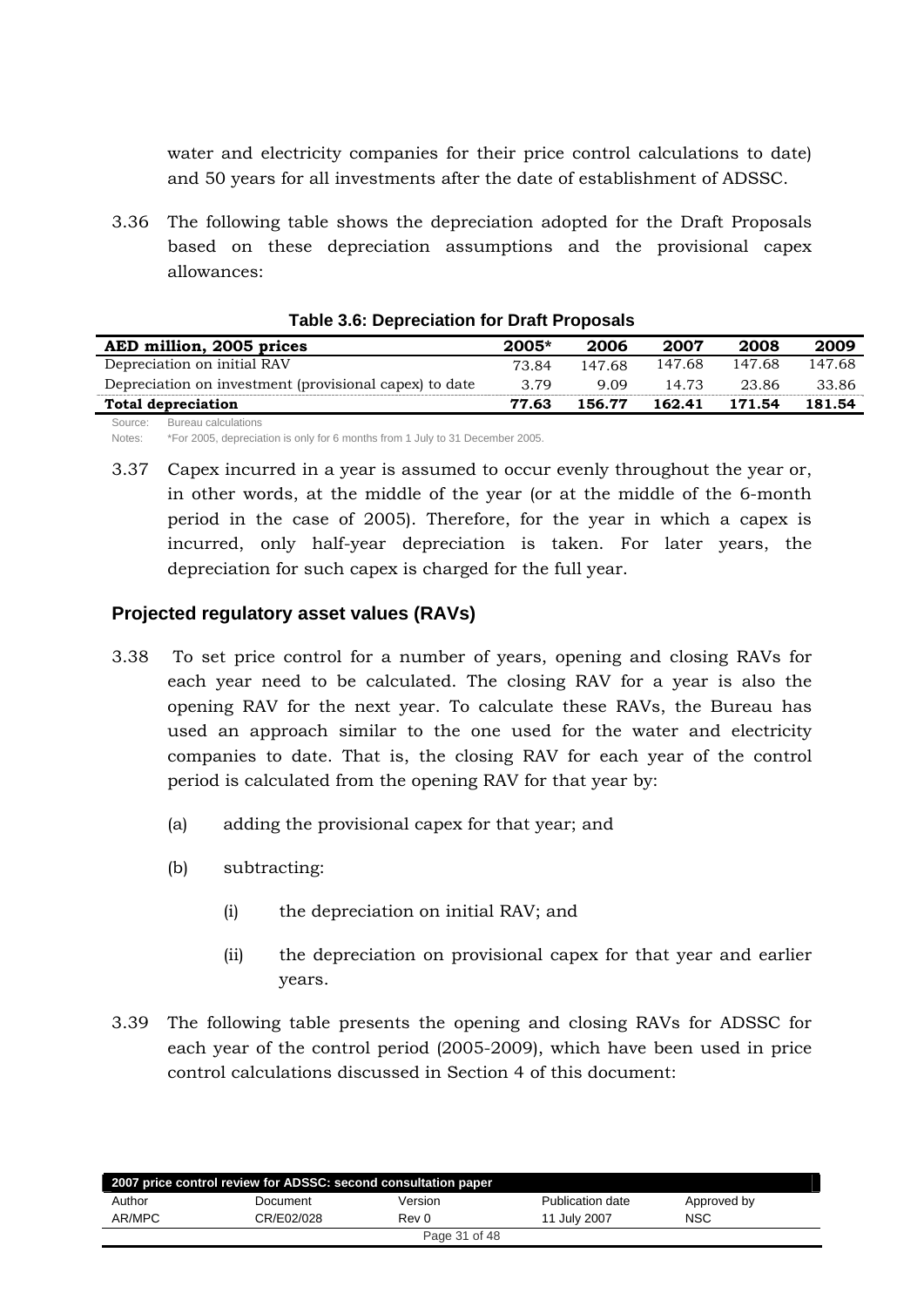water and electricity companies for their price control calculations to date) and 50 years for all investments after the date of establishment of ADSSC.

3.36 The following table shows the depreciation adopted for the Draft Proposals based on these depreciation assumptions and the provisional capex allowances:

**Table 3.6: Depreciation for Draft Proposals**

| AED million, 2005 prices | 2005* | 2006 | 2007 | 2008 | 2009 |
|---|---|---|---|---|---|
| Depreciation on initial RAV | 73.84 | 147.68 | 147.68 | 147.68 | 147.68 |
| Depreciation on investment (provisional capex) to date | 3.79 | 9.09 | 14.73 | 23.86 | 33.86 |
| **Total depreciation** | **77.63** | **156.77** | **162.41** | **171.54** | **181.54** |

Source: Bureau calculations

Notes: *For 2005, depreciation is only for 6 months from 1 July to 31 December 2005.

3.37 Capex incurred in a year is assumed to occur evenly throughout the year or, in other words, at the middle of the year (or at the middle of the 6-month period in the case of 2005). Therefore, for the year in which a capex is incurred, only half-year depreciation is taken. For later years, the depreciation for such capex is charged for the full year.

### Projected regulatory asset values (RAVs)

3.38 To set price control for a number of years, opening and closing RAVs for each year need to be calculated. The closing RAV for a year is also the opening RAV for the next year. To calculate these RAVs, the Bureau has used an approach similar to the one used for the water and electricity companies to date. That is, the closing RAV for each year of the control period is calculated from the opening RAV for that year by:

(a) adding the provisional capex for that year; and

(b) subtracting:

(i) the depreciation on initial RAV; and

(ii) the depreciation on provisional capex for that year and earlier years.

3.39 The following table presents the opening and closing RAVs for ADSSC for each year of the control period (2005-2009), which have been used in price control calculations discussed in Section 4 of this document: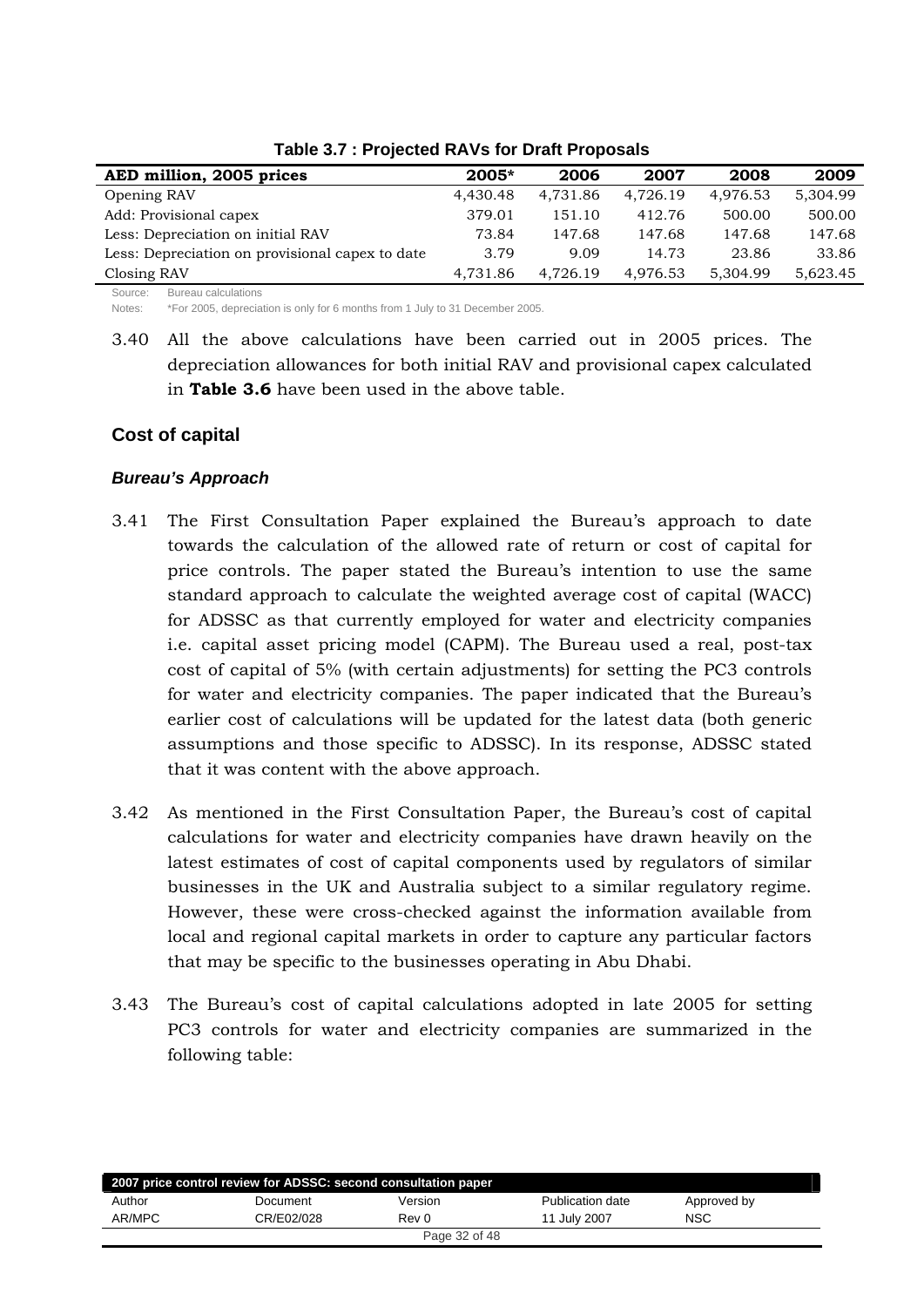**Table 3.7 : Projected RAVs for Draft Proposals**

| AED million, 2005 prices | 2005* | 2006 | 2007 | 2008 | 2009 |
|---|---|---|---|---|---|
| Opening RAV | 4,430.48 | 4,731.86 | 4,726.19 | 4,976.53 | 5,304.99 |
| Add: Provisional capex | 379.01 | 151.10 | 412.76 | 500.00 | 500.00 |
| Less: Depreciation on initial RAV | 73.84 | 147.68 | 147.68 | 147.68 | 147.68 |
| Less: Depreciation on provisional capex to date | 3.79 | 9.09 | 14.73 | 23.86 | 33.86 |
| Closing RAV | 4,731.86 | 4,726.19 | 4,976.53 | 5,304.99 | 5,623.45 |

Source: Bureau calculations

Notes: *For 2005, depreciation is only for 6 months from 1 July to 31 December 2005.

3.40 All the above calculations have been carried out in 2005 prices. The depreciation allowances for both initial RAV and provisional capex calculated in **Table 3.6** have been used in the above table.

## Cost of capital

### *Bureau's Approach*

3.41 The First Consultation Paper explained the Bureau's approach to date towards the calculation of the allowed rate of return or cost of capital for price controls. The paper stated the Bureau's intention to use the same standard approach to calculate the weighted average cost of capital (WACC) for ADSSC as that currently employed for water and electricity companies i.e. capital asset pricing model (CAPM). The Bureau used a real, post-tax cost of capital of 5% (with certain adjustments) for setting the PC3 controls for water and electricity companies. The paper indicated that the Bureau's earlier cost of calculations will be updated for the latest data (both generic assumptions and those specific to ADSSC). In its response, ADSSC stated that it was content with the above approach.

3.42 As mentioned in the First Consultation Paper, the Bureau's cost of capital calculations for water and electricity companies have drawn heavily on the latest estimates of cost of capital components used by regulators of similar businesses in the UK and Australia subject to a similar regulatory regime. However, these were cross-checked against the information available from local and regional capital markets in order to capture any particular factors that may be specific to the businesses operating in Abu Dhabi.

3.43 The Bureau's cost of capital calculations adopted in late 2005 for setting PC3 controls for water and electricity companies are summarized in the following table: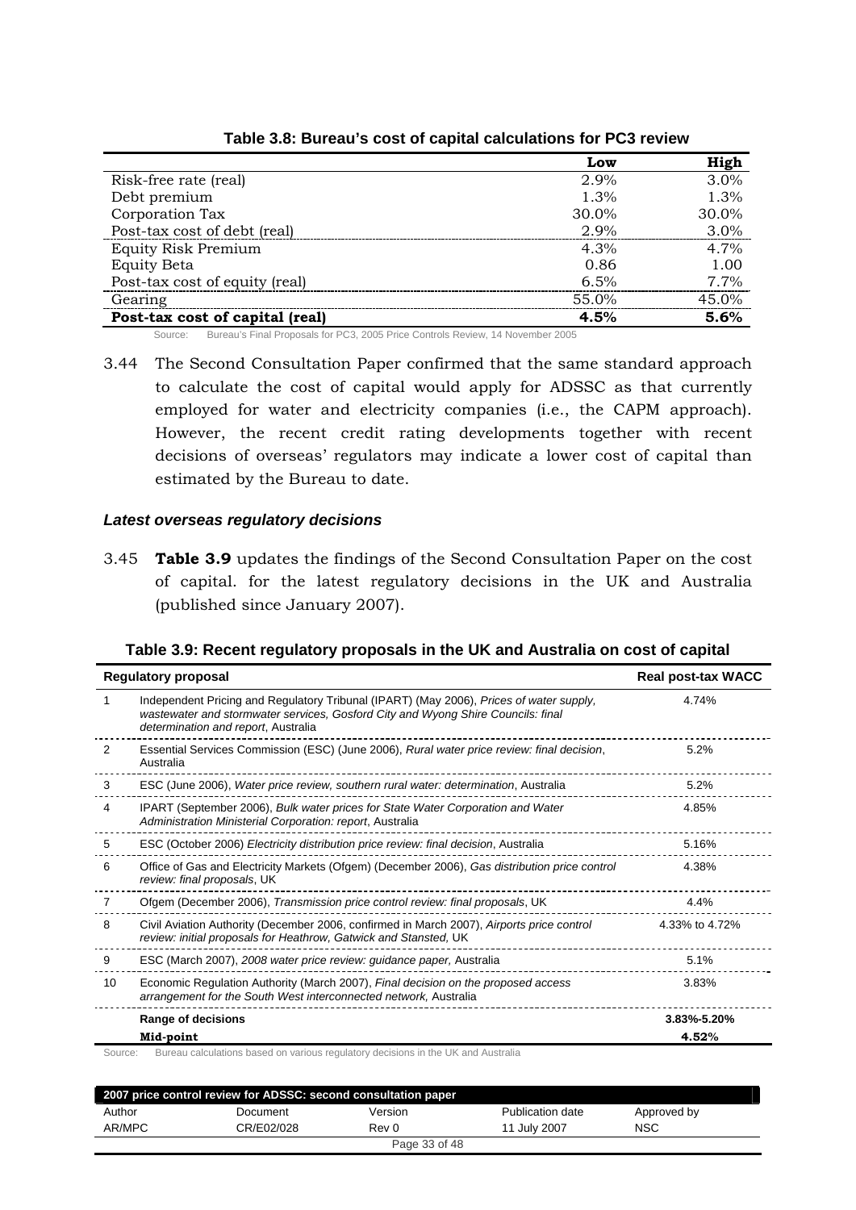**Table 3.8: Bureau's cost of capital calculations for PC3 review**

| | Low | High |
|---|---|---|
| Risk-free rate (real) | 2.9% | 3.0% |
| Debt premium | 1.3% | 1.3% |
| Corporation Tax | 30.0% | 30.0% |
| Post-tax cost of debt (real) | 2.9% | 3.0% |
| Equity Risk Premium | 4.3% | 4.7% |
| Equity Beta | 0.86 | 1.00 |
| Post-tax cost of equity (real) | 6.5% | 7.7% |
| Gearing | 55.0% | 45.0% |
| **Post-tax cost of capital (real)** | **4.5%** | **5.6%** |

Source: Bureau's Final Proposals for PC3, 2005 Price Controls Review, 14 November 2005

3.44 The Second Consultation Paper confirmed that the same standard approach to calculate the cost of capital would apply for ADSSC as that currently employed for water and electricity companies (i.e., the CAPM approach). However, the recent credit rating developments together with recent decisions of overseas' regulators may indicate a lower cost of capital than estimated by the Bureau to date.

#### *Latest overseas regulatory decisions*

3.45 **Table 3.9** updates the findings of the Second Consultation Paper on the cost of capital. for the latest regulatory decisions in the UK and Australia (published since January 2007).

**Table 3.9: Recent regulatory proposals in the UK and Australia on cost of capital**

| | Regulatory proposal | Real post-tax WACC |
|---|---|---|
| 1 | Independent Pricing and Regulatory Tribunal (IPART) (May 2006), *Prices of water supply, wastewater and stormwater services, Gosford City and Wyong Shire Councils: final determination and report*, Australia | 4.74% |
| 2 | Essential Services Commission (ESC) (June 2006), *Rural water price review: final decision*, Australia | 5.2% |
| 3 | ESC (June 2006), *Water price review, southern rural water: determination*, Australia | 5.2% |
| 4 | IPART (September 2006), *Bulk water prices for State Water Corporation and Water Administration Ministerial Corporation: report*, Australia | 4.85% |
| 5 | ESC (October 2006) *Electricity distribution price review: final decision*, Australia | 5.16% |
| 6 | Office of Gas and Electricity Markets (Ofgem) (December 2006), *Gas distribution price control review: final proposals*, UK | 4.38% |
| 7 | Ofgem (December 2006), *Transmission price control review: final proposals*, UK | 4.4% |
| 8 | Civil Aviation Authority (December 2006, confirmed in March 2007), *Airports price control review: initial proposals for Heathrow, Gatwick and Stansted,* UK | 4.33% to 4.72% |
| 9 | ESC (March 2007), *2008 water price review: guidance paper,* Australia | 5.1% |
| 10 | Economic Regulation Authority (March 2007), *Final decision on the proposed access arrangement for the South West interconnected network,* Australia | 3.83% |
| | **Range of decisions** | **3.83%-5.20%** |
| | **Mid-point** | **4.52%** |

Source: Bureau calculations based on various regulatory decisions in the UK and Australia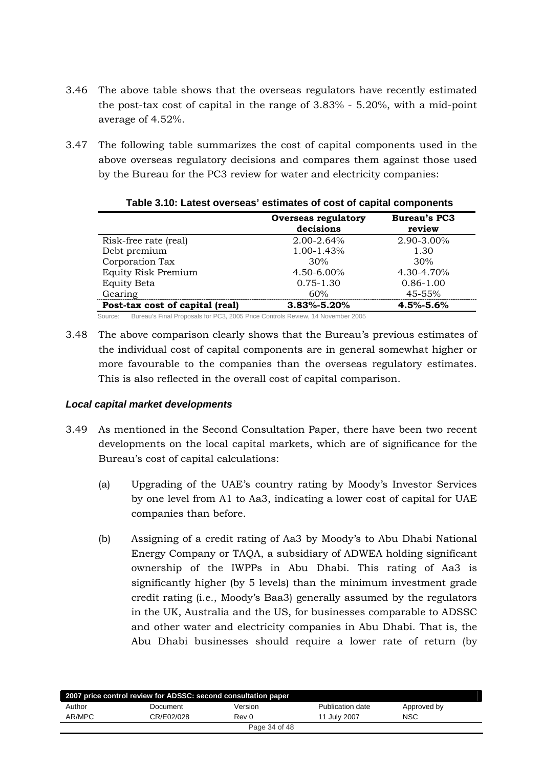3.46 The above table shows that the overseas regulators have recently estimated the post-tax cost of capital in the range of 3.83% - 5.20%, with a mid-point average of 4.52%.

3.47 The following table summarizes the cost of capital components used in the above overseas regulatory decisions and compares them against those used by the Bureau for the PC3 review for water and electricity companies:

**Table 3.10: Latest overseas' estimates of cost of capital components**

| | Overseas regulatory decisions | Bureau's PC3 review |
|---|---|---|
| Risk-free rate (real) | 2.00-2.64% | 2.90-3.00% |
| Debt premium | 1.00-1.43% | 1.30 |
| Corporation Tax | 30% | 30% |
| Equity Risk Premium | 4.50-6.00% | 4.30-4.70% |
| Equity Beta | 0.75-1.30 | 0.86-1.00 |
| Gearing | 60% | 45-55% |
| **Post-tax cost of capital (real)** | **3.83%-5.20%** | **4.5%-5.6%** |

Source: Bureau's Final Proposals for PC3, 2005 Price Controls Review, 14 November 2005

3.48 The above comparison clearly shows that the Bureau's previous estimates of the individual cost of capital components are in general somewhat higher or more favourable to the companies than the overseas regulatory estimates. This is also reflected in the overall cost of capital comparison.

### *Local capital market developments*

3.49 As mentioned in the Second Consultation Paper, there have been two recent developments on the local capital markets, which are of significance for the Bureau's cost of capital calculations:

(a) Upgrading of the UAE's country rating by Moody's Investor Services by one level from A1 to Aa3, indicating a lower cost of capital for UAE companies than before.

(b) Assigning of a credit rating of Aa3 by Moody's to Abu Dhabi National Energy Company or TAQA, a subsidiary of ADWEA holding significant ownership of the IWPPs in Abu Dhabi. This rating of Aa3 is significantly higher (by 5 levels) than the minimum investment grade credit rating (i.e., Moody's Baa3) generally assumed by the regulators in the UK, Australia and the US, for businesses comparable to ADSSC and other water and electricity companies in Abu Dhabi. That is, the Abu Dhabi businesses should require a lower rate of return (by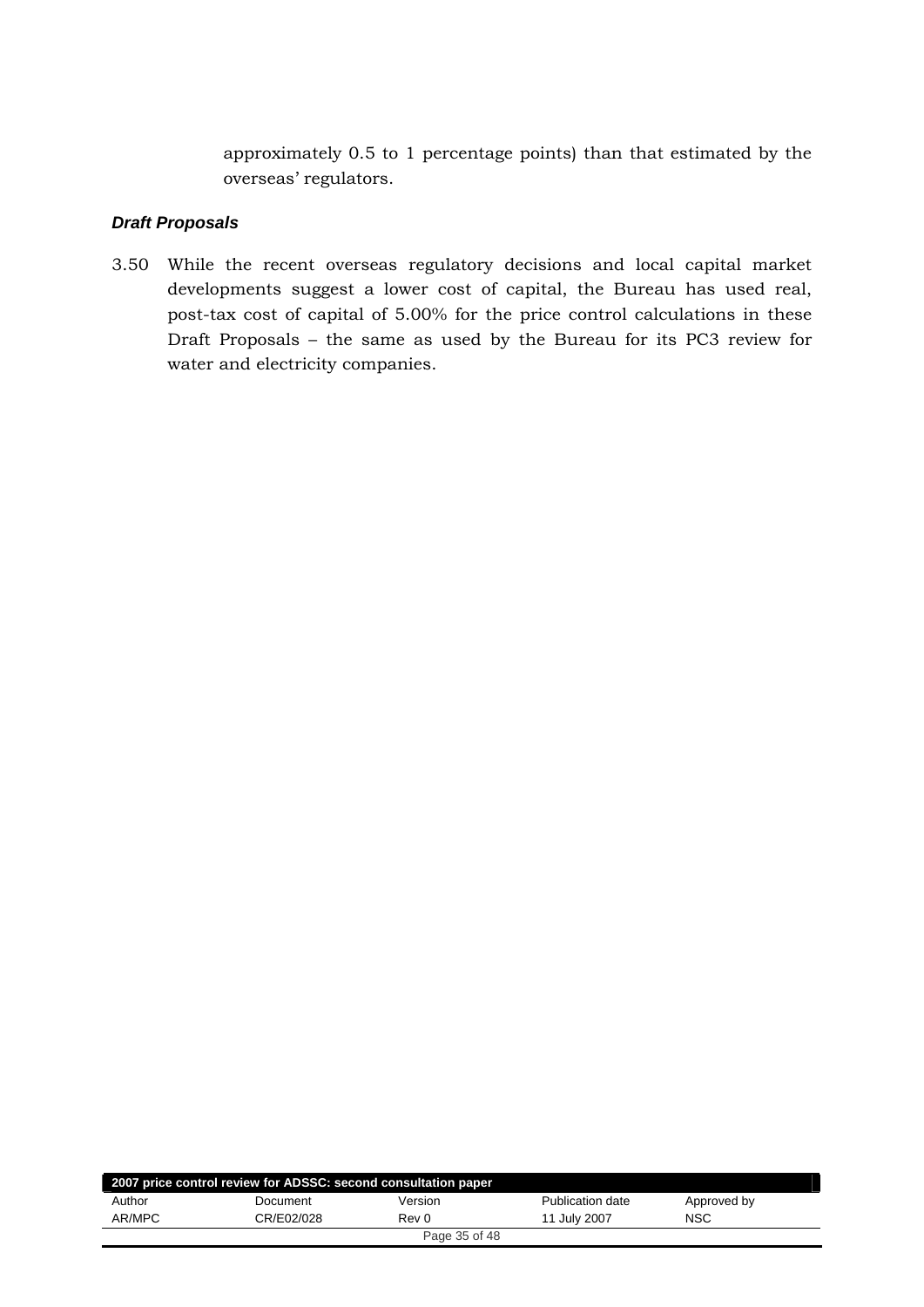approximately 0.5 to 1 percentage points) than that estimated by the overseas' regulators.

### *Draft Proposals*

3.50 While the recent overseas regulatory decisions and local capital market developments suggest a lower cost of capital, the Bureau has used real, post-tax cost of capital of 5.00% for the price control calculations in these Draft Proposals – the same as used by the Bureau for its PC3 review for water and electricity companies.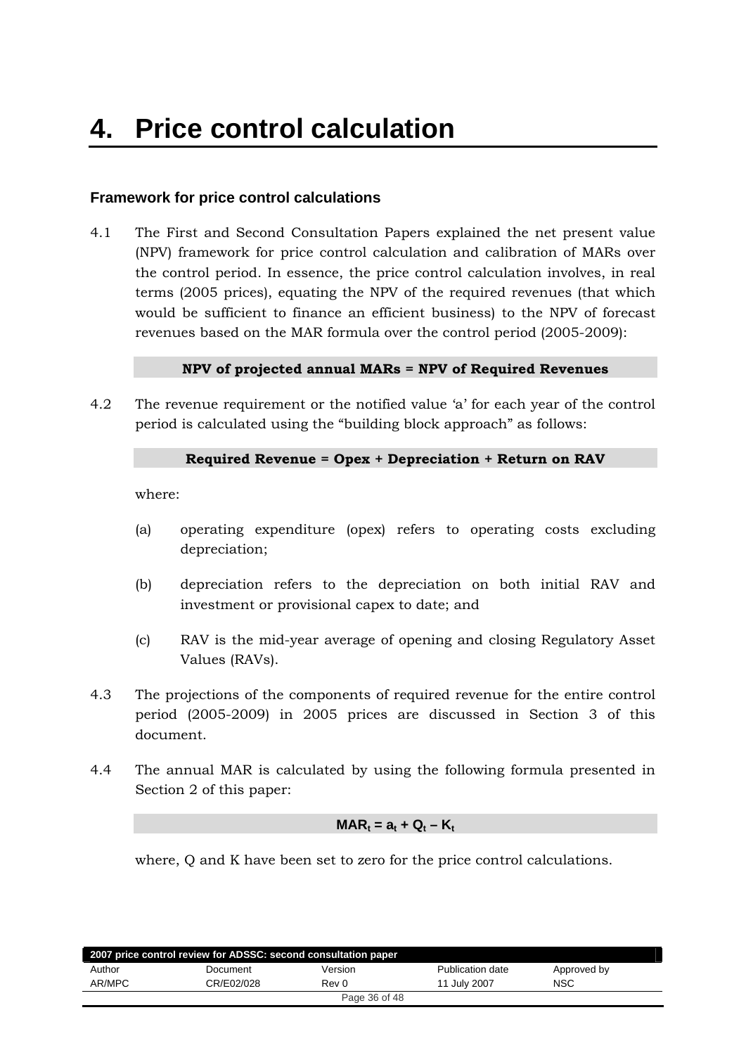# 4. Price control calculation

### Framework for price control calculations

4.1 The First and Second Consultation Papers explained the net present value (NPV) framework for price control calculation and calibration of MARs over the control period. In essence, the price control calculation involves, in real terms (2005 prices), equating the NPV of the required revenues (that which would be sufficient to finance an efficient business) to the NPV of forecast revenues based on the MAR formula over the control period (2005-2009):

**NPV of projected annual MARs = NPV of Required Revenues**

4.2 The revenue requirement or the notified value 'a' for each year of the control period is calculated using the "building block approach" as follows:

**Required Revenue = Opex + Depreciation + Return on RAV**

where:

(a) operating expenditure (opex) refers to operating costs excluding depreciation;

(b) depreciation refers to the depreciation on both initial RAV and investment or provisional capex to date; and

(c) RAV is the mid-year average of opening and closing Regulatory Asset Values (RAVs).

4.3 The projections of the components of required revenue for the entire control period (2005-2009) in 2005 prices are discussed in Section 3 of this document.

4.4 The annual MAR is calculated by using the following formula presented in Section 2 of this paper:

$$MAR_t = a_t + Q_t - K_t$$

where, Q and K have been set to zero for the price control calculations.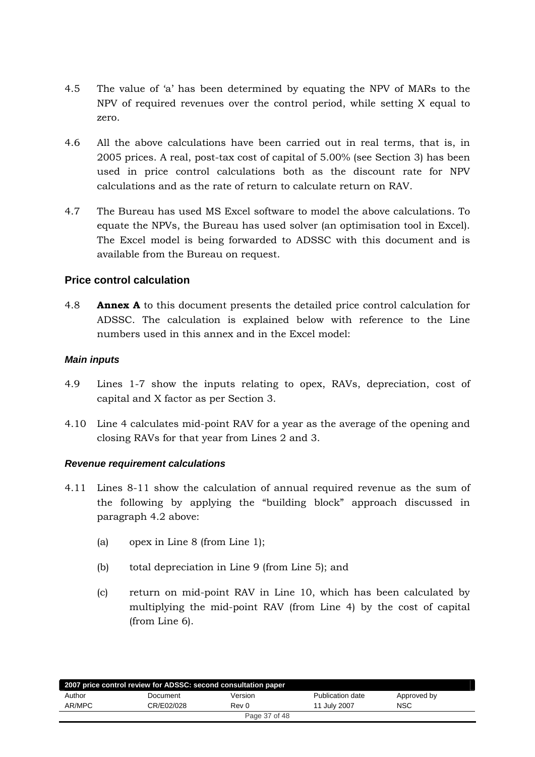4.5 The value of 'a' has been determined by equating the NPV of MARs to the NPV of required revenues over the control period, while setting X equal to zero.

4.6 All the above calculations have been carried out in real terms, that is, in 2005 prices. A real, post-tax cost of capital of 5.00% (see Section 3) has been used in price control calculations both as the discount rate for NPV calculations and as the rate of return to calculate return on RAV.

4.7 The Bureau has used MS Excel software to model the above calculations. To equate the NPVs, the Bureau has used solver (an optimisation tool in Excel). The Excel model is being forwarded to ADSSC with this document and is available from the Bureau on request.

## Price control calculation

4.8 **Annex A** to this document presents the detailed price control calculation for ADSSC. The calculation is explained below with reference to the Line numbers used in this annex and in the Excel model:

### *Main inputs*

4.9 Lines 1-7 show the inputs relating to opex, RAVs, depreciation, cost of capital and X factor as per Section 3.

4.10 Line 4 calculates mid-point RAV for a year as the average of the opening and closing RAVs for that year from Lines 2 and 3.

### *Revenue requirement calculations*

4.11 Lines 8-11 show the calculation of annual required revenue as the sum of the following by applying the "building block" approach discussed in paragraph 4.2 above:

(a) opex in Line 8 (from Line 1);

(b) total depreciation in Line 9 (from Line 5); and

(c) return on mid-point RAV in Line 10, which has been calculated by multiplying the mid-point RAV (from Line 4) by the cost of capital (from Line 6).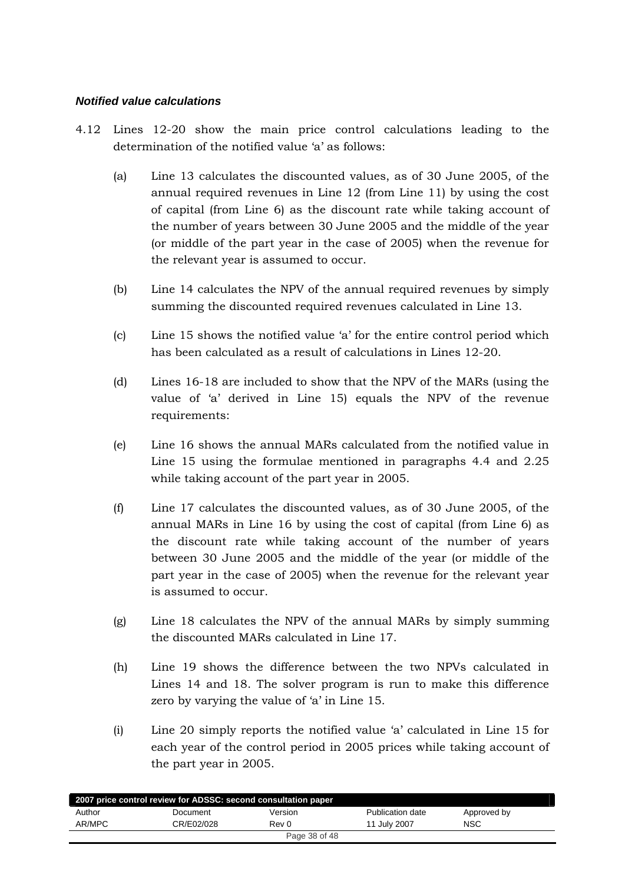***Notified value calculations***

4.12 Lines 12-20 show the main price control calculations leading to the determination of the notified value 'a' as follows:

(a) Line 13 calculates the discounted values, as of 30 June 2005, of the annual required revenues in Line 12 (from Line 11) by using the cost of capital (from Line 6) as the discount rate while taking account of the number of years between 30 June 2005 and the middle of the year (or middle of the part year in the case of 2005) when the revenue for the relevant year is assumed to occur.

(b) Line 14 calculates the NPV of the annual required revenues by simply summing the discounted required revenues calculated in Line 13.

(c) Line 15 shows the notified value 'a' for the entire control period which has been calculated as a result of calculations in Lines 12-20.

(d) Lines 16-18 are included to show that the NPV of the MARs (using the value of 'a' derived in Line 15) equals the NPV of the revenue requirements:

(e) Line 16 shows the annual MARs calculated from the notified value in Line 15 using the formulae mentioned in paragraphs 4.4 and 2.25 while taking account of the part year in 2005.

(f) Line 17 calculates the discounted values, as of 30 June 2005, of the annual MARs in Line 16 by using the cost of capital (from Line 6) as the discount rate while taking account of the number of years between 30 June 2005 and the middle of the year (or middle of the part year in the case of 2005) when the revenue for the relevant year is assumed to occur.

(g) Line 18 calculates the NPV of the annual MARs by simply summing the discounted MARs calculated in Line 17.

(h) Line 19 shows the difference between the two NPVs calculated in Lines 14 and 18. The solver program is run to make this difference zero by varying the value of 'a' in Line 15.

(i) Line 20 simply reports the notified value 'a' calculated in Line 15 for each year of the control period in 2005 prices while taking account of the part year in 2005.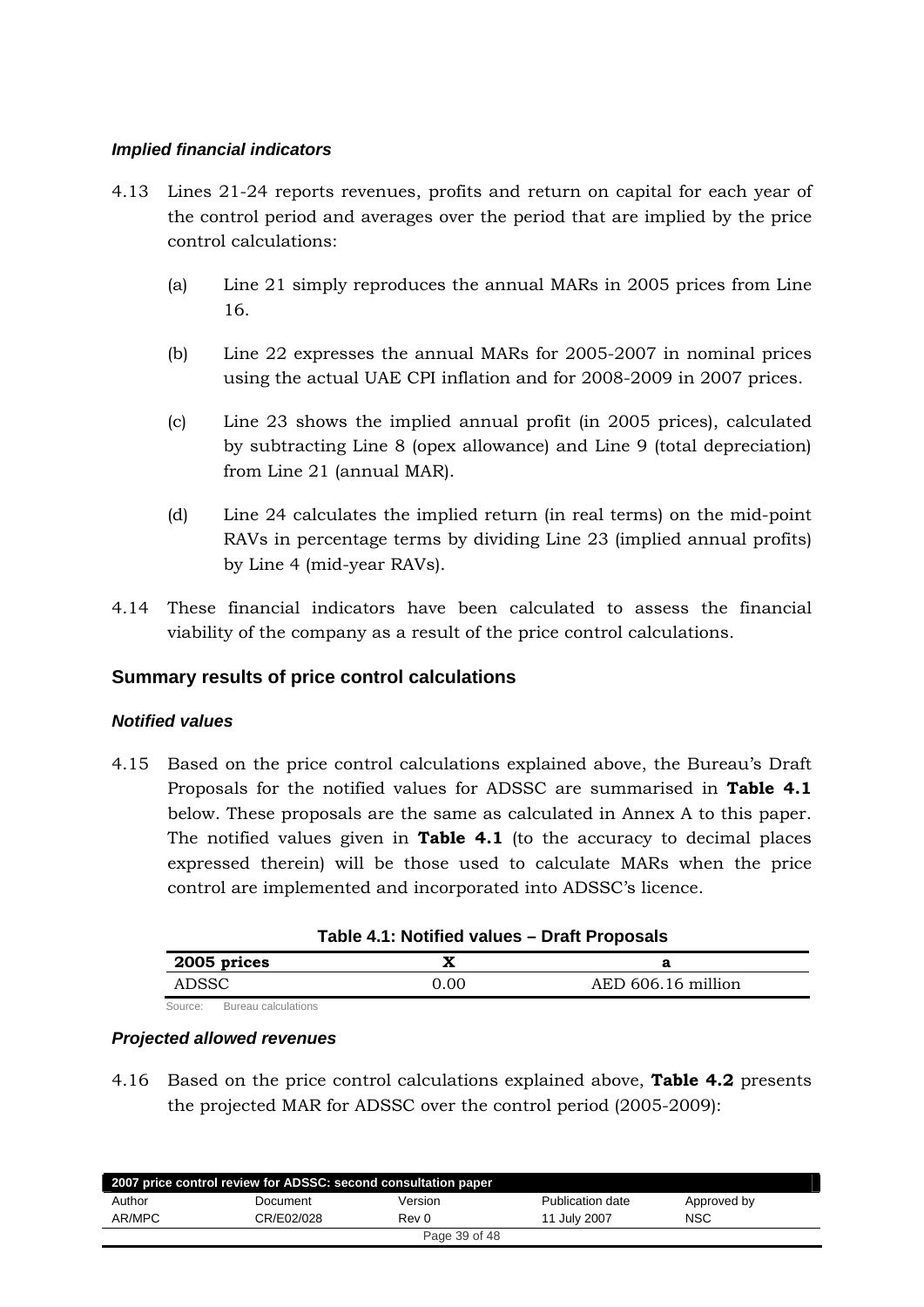### *Implied financial indicators*

4.13 Lines 21-24 reports revenues, profits and return on capital for each year of the control period and averages over the period that are implied by the price control calculations:

(a) Line 21 simply reproduces the annual MARs in 2005 prices from Line 16.

(b) Line 22 expresses the annual MARs for 2005-2007 in nominal prices using the actual UAE CPI inflation and for 2008-2009 in 2007 prices.

(c) Line 23 shows the implied annual profit (in 2005 prices), calculated by subtracting Line 8 (opex allowance) and Line 9 (total depreciation) from Line 21 (annual MAR).

(d) Line 24 calculates the implied return (in real terms) on the mid-point RAVs in percentage terms by dividing Line 23 (implied annual profits) by Line 4 (mid-year RAVs).

4.14 These financial indicators have been calculated to assess the financial viability of the company as a result of the price control calculations.

## Summary results of price control calculations

### *Notified values*

4.15 Based on the price control calculations explained above, the Bureau's Draft Proposals for the notified values for ADSSC are summarised in **Table 4.1** below. These proposals are the same as calculated in Annex A to this paper. The notified values given in **Table 4.1** (to the accuracy to decimal places expressed therein) will be those used to calculate MARs when the price control are implemented and incorporated into ADSSC's licence.

**Table 4.1: Notified values – Draft Proposals**

| 2005 prices | X | a |
|---|---|---|
| ADSSC | 0.00 | AED 606.16 million |

Source: Bureau calculations

### *Projected allowed revenues*

4.16 Based on the price control calculations explained above, **Table 4.2** presents the projected MAR for ADSSC over the control period (2005-2009):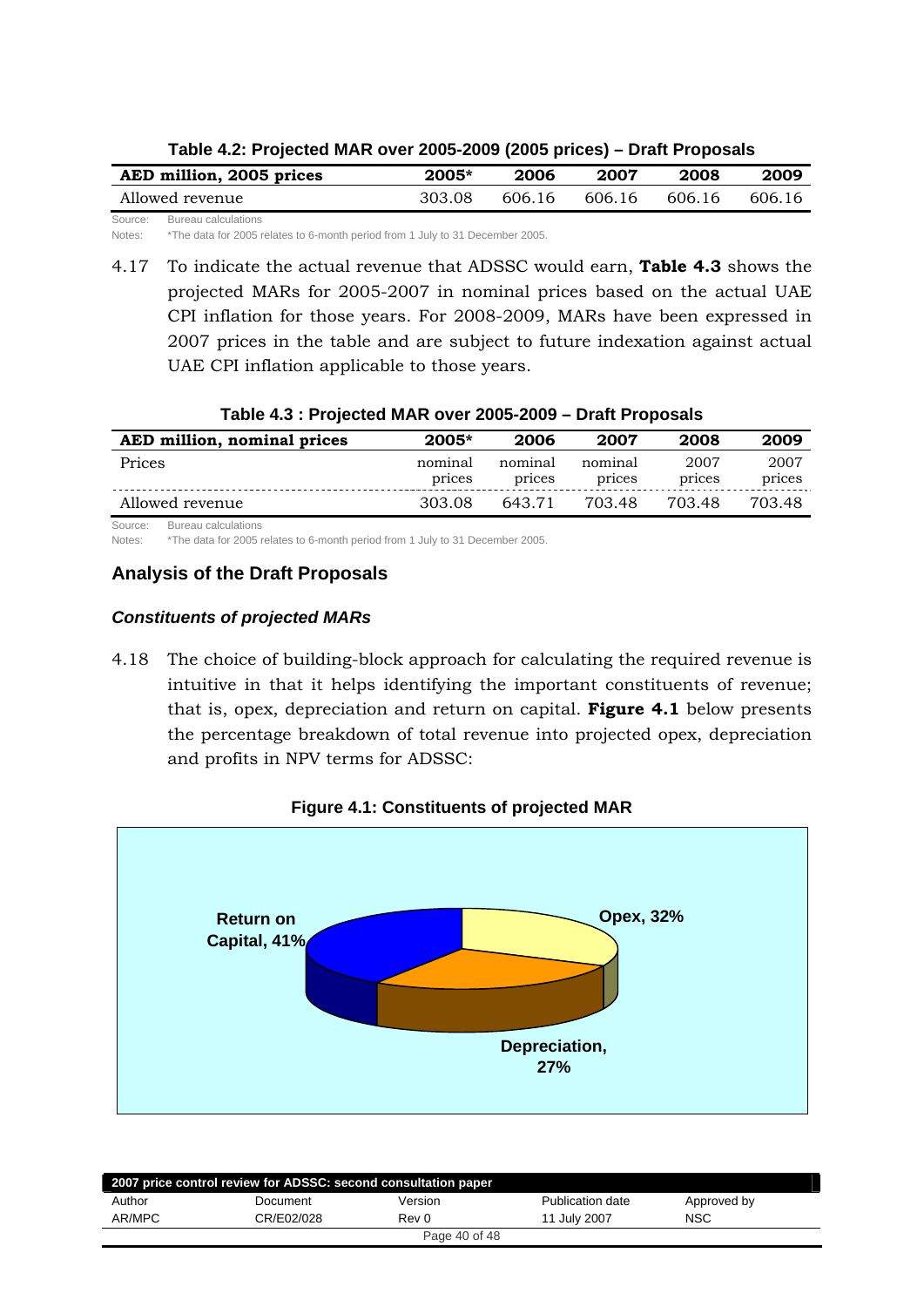**Table 4.2: Projected MAR over 2005-2009 (2005 prices) – Draft Proposals**

| AED million, 2005 prices | 2005* | 2006 | 2007 | 2008 | 2009 |
|---|---|---|---|---|---|
| Allowed revenue | 303.08 | 606.16 | 606.16 | 606.16 | 606.16 |

Source: Bureau calculations

Notes: *The data for 2005 relates to 6-month period from 1 July to 31 December 2005.

4.17 To indicate the actual revenue that ADSSC would earn, **Table 4.3** shows the projected MARs for 2005-2007 in nominal prices based on the actual UAE CPI inflation for those years. For 2008-2009, MARs have been expressed in 2007 prices in the table and are subject to future indexation against actual UAE CPI inflation applicable to those years.

**Table 4.3 : Projected MAR over 2005-2009 – Draft Proposals**

| AED million, nominal prices | 2005* | 2006 | 2007 | 2008 | 2009 |
|---|---|---|---|---|---|
| Prices | nominal prices | nominal prices | nominal prices | 2007 prices | 2007 prices |
| Allowed revenue | 303.08 | 643.71 | 703.48 | 703.48 | 703.48 |

Source: Bureau calculations

Notes: *The data for 2005 relates to 6-month period from 1 July to 31 December 2005.

## Analysis of the Draft Proposals

### *Constituents of projected MARs*

4.18 The choice of building-block approach for calculating the required revenue is intuitive in that it helps identifying the important constituents of revenue; that is, opex, depreciation and return on capital. **Figure 4.1** below presents the percentage breakdown of total revenue into projected opex, depreciation and profits in NPV terms for ADSSC:

**Figure 4.1: Constituents of projected MAR**

Return on Capital, 41%

Opex, 32%

Depreciation, 27%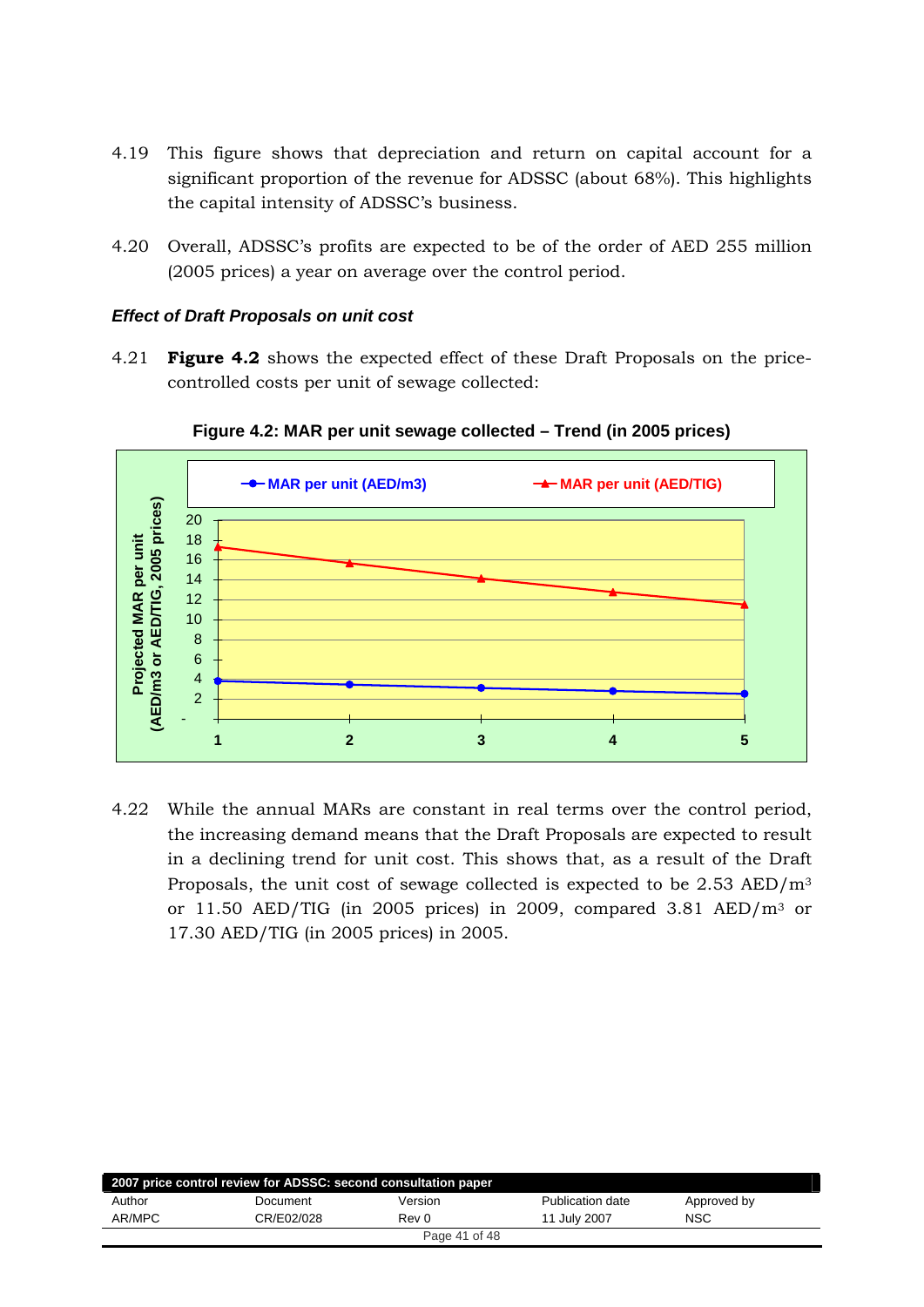4.19 This figure shows that depreciation and return on capital account for a significant proportion of the revenue for ADSSC (about 68%). This highlights the capital intensity of ADSSC's business.

4.20 Overall, ADSSC's profits are expected to be of the order of AED 255 million (2005 prices) a year on average over the control period.

### *Effect of Draft Proposals on unit cost*

4.21 **Figure 4.2** shows the expected effect of these Draft Proposals on the price-controlled costs per unit of sewage collected:

**Figure 4.2: MAR per unit sewage collected – Trend (in 2005 prices)**

4.22 While the annual MARs are constant in real terms over the control period, the increasing demand means that the Draft Proposals are expected to result in a declining trend for unit cost. This shows that, as a result of the Draft Proposals, the unit cost of sewage collected is expected to be 2.53 AED/$m^3$ or 11.50 AED/TIG (in 2005 prices) in 2009, compared 3.81 AED/$m^3$ or 17.30 AED/TIG (in 2005 prices) in 2005.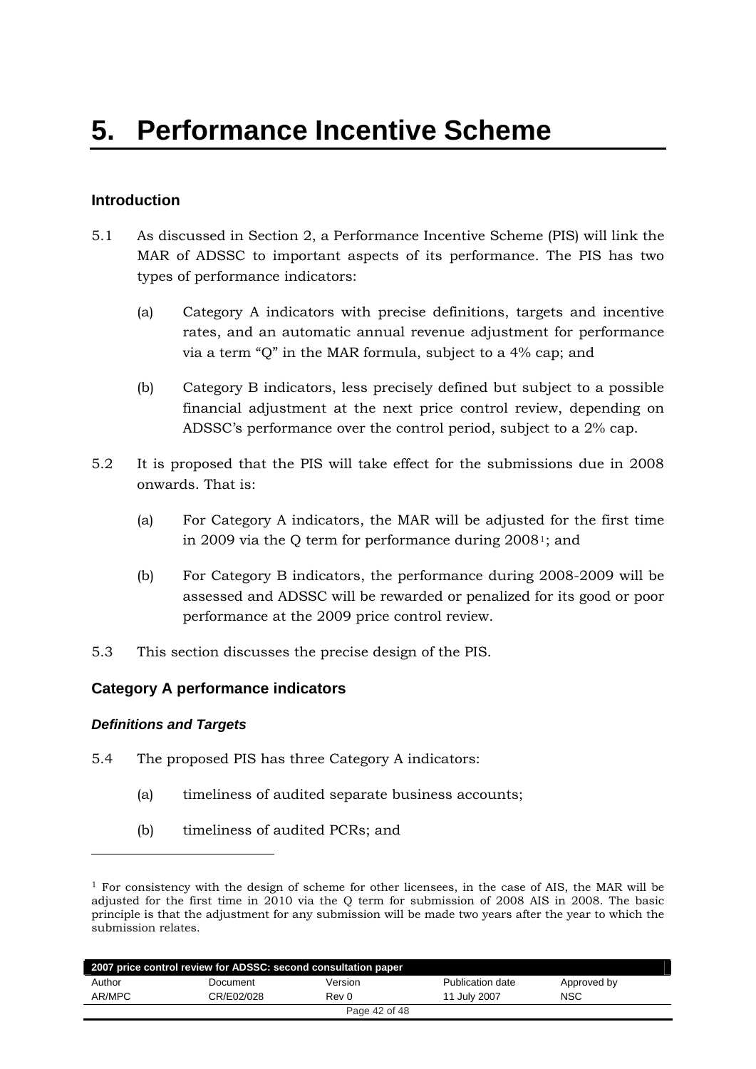# 5. Performance Incentive Scheme

### Introduction

5.1 As discussed in Section 2, a Performance Incentive Scheme (PIS) will link the MAR of ADSSC to important aspects of its performance. The PIS has two types of performance indicators:

(a) Category A indicators with precise definitions, targets and incentive rates, and an automatic annual revenue adjustment for performance via a term "Q" in the MAR formula, subject to a 4% cap; and

(b) Category B indicators, less precisely defined but subject to a possible financial adjustment at the next price control review, depending on ADSSC's performance over the control period, subject to a 2% cap.

5.2 It is proposed that the PIS will take effect for the submissions due in 2008 onwards. That is:

(a) For Category A indicators, the MAR will be adjusted for the first time in 2009 via the Q term for performance during 2008[1]; and

(b) For Category B indicators, the performance during 2008-2009 will be assessed and ADSSC will be rewarded or penalized for its good or poor performance at the 2009 price control review.

5.3 This section discusses the precise design of the PIS.

### Category A performance indicators

#### *Definitions and Targets*

5.4 The proposed PIS has three Category A indicators:

(a) timeliness of audited separate business accounts;

(b) timeliness of audited PCRs; and

[1] For consistency with the design of scheme for other licensees, in the case of AIS, the MAR will be adjusted for the first time in 2010 via the Q term for submission of 2008 AIS in 2008. The basic principle is that the adjustment for any submission will be made two years after the year to which the submission relates.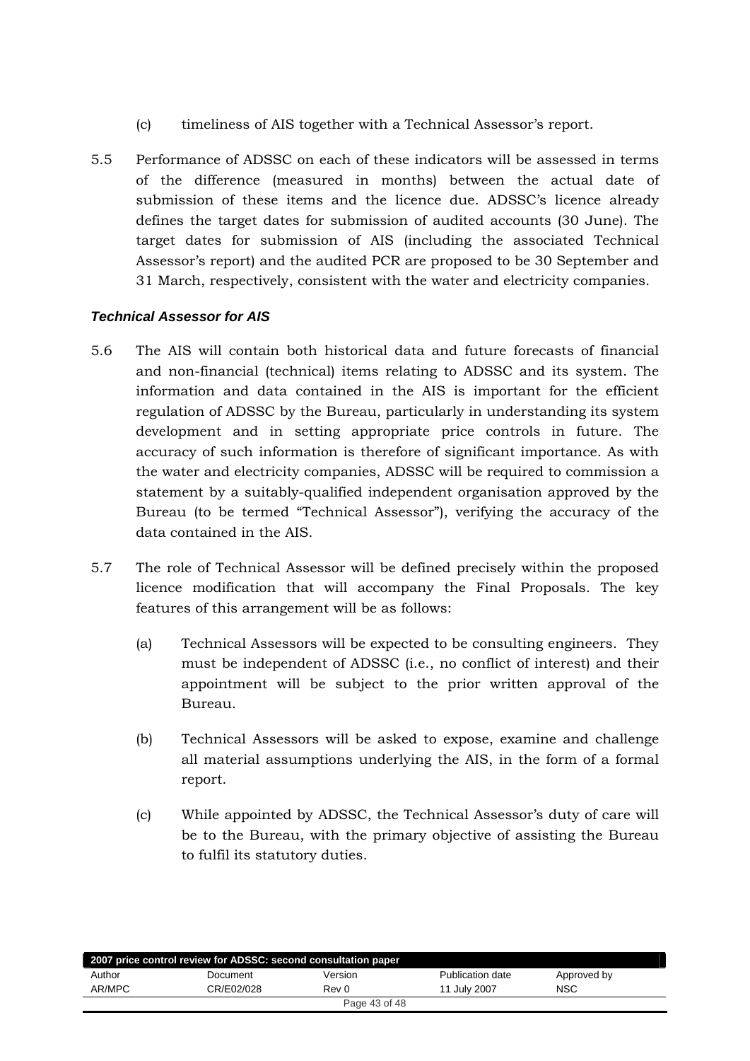(c) timeliness of AIS together with a Technical Assessor's report.

5.5 Performance of ADSSC on each of these indicators will be assessed in terms of the difference (measured in months) between the actual date of submission of these items and the licence due. ADSSC's licence already defines the target dates for submission of audited accounts (30 June). The target dates for submission of AIS (including the associated Technical Assessor's report) and the audited PCR are proposed to be 30 September and 31 March, respectively, consistent with the water and electricity companies.

### *Technical Assessor for AIS*

5.6 The AIS will contain both historical data and future forecasts of financial and non-financial (technical) items relating to ADSSC and its system. The information and data contained in the AIS is important for the efficient regulation of ADSSC by the Bureau, particularly in understanding its system development and in setting appropriate price controls in future. The accuracy of such information is therefore of significant importance. As with the water and electricity companies, ADSSC will be required to commission a statement by a suitably-qualified independent organisation approved by the Bureau (to be termed "Technical Assessor"), verifying the accuracy of the data contained in the AIS.

5.7 The role of Technical Assessor will be defined precisely within the proposed licence modification that will accompany the Final Proposals. The key features of this arrangement will be as follows:

(a) Technical Assessors will be expected to be consulting engineers. They must be independent of ADSSC (i.e., no conflict of interest) and their appointment will be subject to the prior written approval of the Bureau.

(b) Technical Assessors will be asked to expose, examine and challenge all material assumptions underlying the AIS, in the form of a formal report.

(c) While appointed by ADSSC, the Technical Assessor's duty of care will be to the Bureau, with the primary objective of assisting the Bureau to fulfil its statutory duties.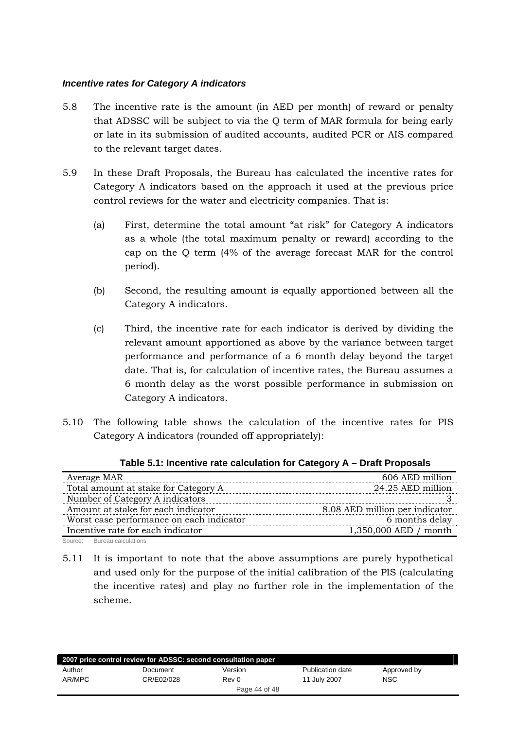### *Incentive rates for Category A indicators*

5.8 The incentive rate is the amount (in AED per month) of reward or penalty that ADSSC will be subject to via the Q term of MAR formula for being early or late in its submission of audited accounts, audited PCR or AIS compared to the relevant target dates.

5.9 In these Draft Proposals, the Bureau has calculated the incentive rates for Category A indicators based on the approach it used at the previous price control reviews for the water and electricity companies. That is:

(a) First, determine the total amount "at risk" for Category A indicators as a whole (the total maximum penalty or reward) according to the cap on the Q term (4% of the average forecast MAR for the control period).

(b) Second, the resulting amount is equally apportioned between all the Category A indicators.

(c) Third, the incentive rate for each indicator is derived by dividing the relevant amount apportioned as above by the variance between target performance and performance of a 6 month delay beyond the target date. That is, for calculation of incentive rates, the Bureau assumes a 6 month delay as the worst possible performance in submission on Category A indicators.

5.10 The following table shows the calculation of the incentive rates for PIS Category A indicators (rounded off appropriately):

**Table 5.1: Incentive rate calculation for Category A – Draft Proposals**

| | |
|---|---|
| Average MAR | 606 AED million |
| Total amount at stake for Category A | 24.25 AED million |
| Number of Category A indicators | 3 |
| Amount at stake for each indicator | 8.08 AED million per indicator |
| Worst case performance on each indicator | 6 months delay |
| Incentive rate for each indicator | 1,350,000 AED / month |

Source: Bureau calculations

5.11 It is important to note that the above assumptions are purely hypothetical and used only for the purpose of the initial calibration of the PIS (calculating the incentive rates) and play no further role in the implementation of the scheme.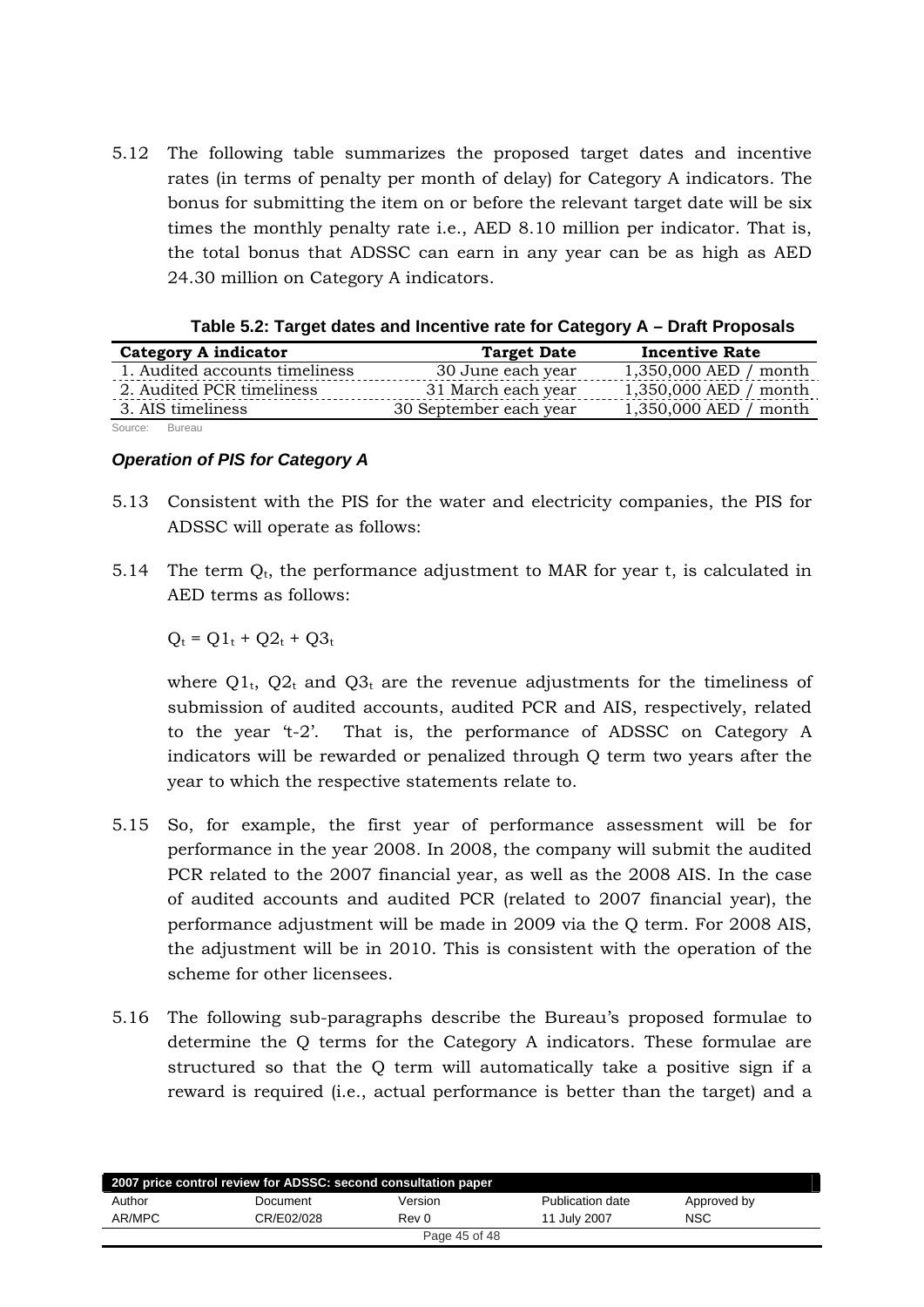5.12 The following table summarizes the proposed target dates and incentive rates (in terms of penalty per month of delay) for Category A indicators. The bonus for submitting the item on or before the relevant target date will be six times the monthly penalty rate i.e., AED 8.10 million per indicator. That is, the total bonus that ADSSC can earn in any year can be as high as AED 24.30 million on Category A indicators.

**Table 5.2: Target dates and Incentive rate for Category A – Draft Proposals**

| Category A indicator | Target Date | Incentive Rate |
|---|---|---|
| 1. Audited accounts timeliness | 30 June each year | 1,350,000 AED / month |
| 2. Audited PCR timeliness | 31 March each year | 1,350,000 AED / month |
| 3. AIS timeliness | 30 September each year | 1,350,000 AED / month |

Source: Bureau

### *Operation of PIS for Category A*

5.13 Consistent with the PIS for the water and electricity companies, the PIS for ADSSC will operate as follows:

5.14 The term $Q_t$, the performance adjustment to MAR for year t, is calculated in AED terms as follows:

$$Q_t = Q1_t + Q2_t + Q3_t$$

where $Q1_t$, $Q2_t$ and $Q3_t$ are the revenue adjustments for the timeliness of submission of audited accounts, audited PCR and AIS, respectively, related to the year 't-2'. That is, the performance of ADSSC on Category A indicators will be rewarded or penalized through Q term two years after the year to which the respective statements relate to.

5.15 So, for example, the first year of performance assessment will be for performance in the year 2008. In 2008, the company will submit the audited PCR related to the 2007 financial year, as well as the 2008 AIS. In the case of audited accounts and audited PCR (related to 2007 financial year), the performance adjustment will be made in 2009 via the Q term. For 2008 AIS, the adjustment will be in 2010. This is consistent with the operation of the scheme for other licensees.

5.16 The following sub-paragraphs describe the Bureau's proposed formulae to determine the Q terms for the Category A indicators. These formulae are structured so that the Q term will automatically take a positive sign if a reward is required (i.e., actual performance is better than the target) and a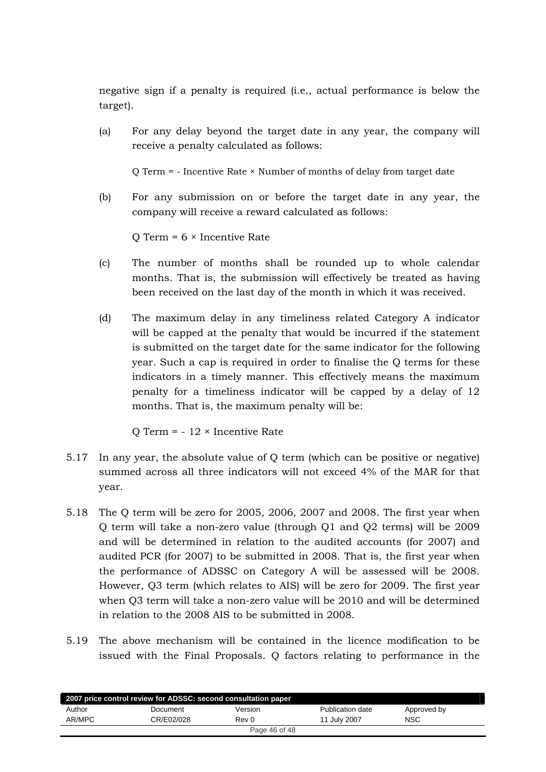negative sign if a penalty is required (i.e., actual performance is below the target).

(a) For any delay beyond the target date in any year, the company will receive a penalty calculated as follows:

$$Q\ \text{Term} = -\ \text{Incentive Rate} \times \text{Number of months of delay from target date}$$

(b) For any submission on or before the target date in any year, the company will receive a reward calculated as follows:

$$Q\ \text{Term} = 6 \times \text{Incentive Rate}$$

(c) The number of months shall be rounded up to whole calendar months. That is, the submission will effectively be treated as having been received on the last day of the month in which it was received.

(d) The maximum delay in any timeliness related Category A indicator will be capped at the penalty that would be incurred if the statement is submitted on the target date for the same indicator for the following year. Such a cap is required in order to finalise the Q terms for these indicators in a timely manner. This effectively means the maximum penalty for a timeliness indicator will be capped by a delay of 12 months. That is, the maximum penalty will be:

$$Q\ \text{Term} = -\ 12 \times \text{Incentive Rate}$$

5.17 In any year, the absolute value of Q term (which can be positive or negative) summed across all three indicators will not exceed 4% of the MAR for that year.

5.18 The Q term will be zero for 2005, 2006, 2007 and 2008. The first year when Q term will take a non-zero value (through Q1 and Q2 terms) will be 2009 and will be determined in relation to the audited accounts (for 2007) and audited PCR (for 2007) to be submitted in 2008. That is, the first year when the performance of ADSSC on Category A will be assessed will be 2008. However, Q3 term (which relates to AIS) will be zero for 2009. The first year when Q3 term will take a non-zero value will be 2010 and will be determined in relation to the 2008 AIS to be submitted in 2008.

5.19 The above mechanism will be contained in the licence modification to be issued with the Final Proposals. Q factors relating to performance in the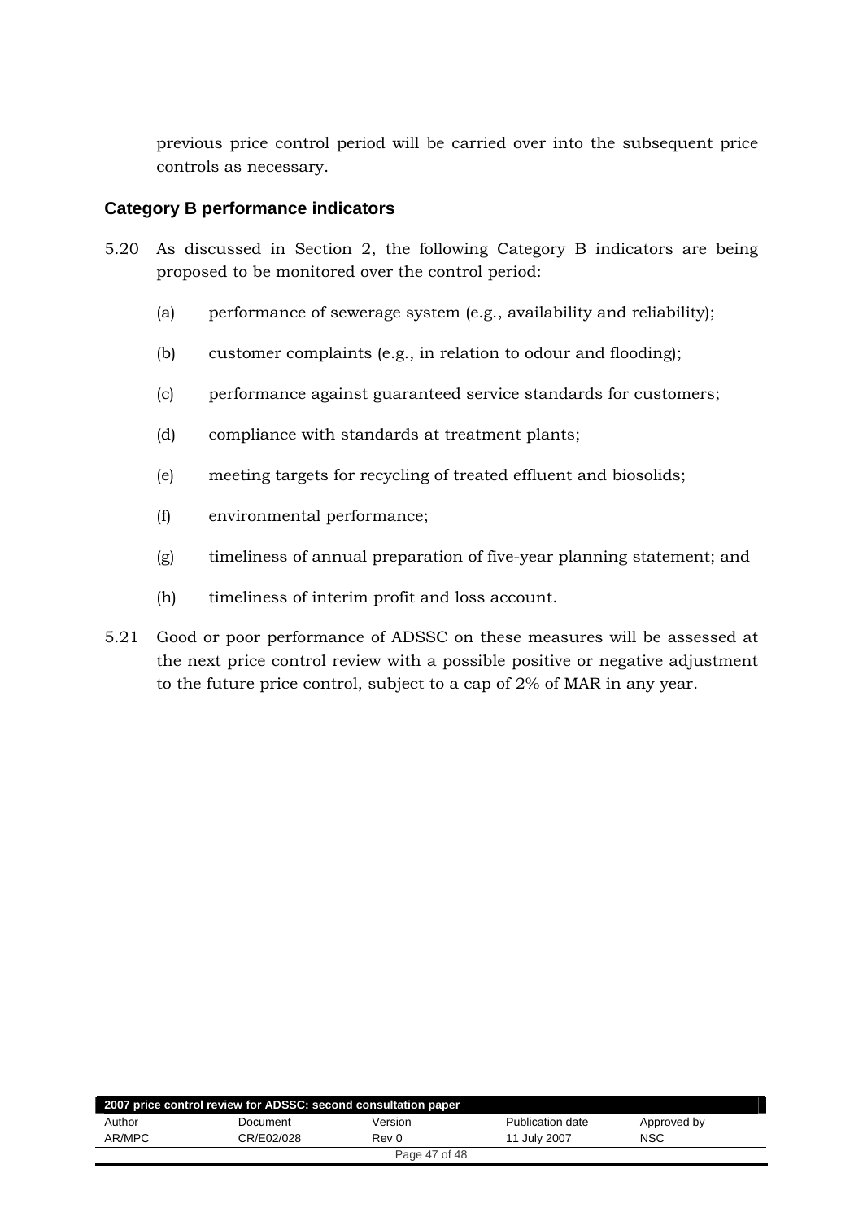previous price control period will be carried over into the subsequent price controls as necessary.

### Category B performance indicators

5.20 As discussed in Section 2, the following Category B indicators are being proposed to be monitored over the control period:

(a) performance of sewerage system (e.g., availability and reliability);

(b) customer complaints (e.g., in relation to odour and flooding);

(c) performance against guaranteed service standards for customers;

(d) compliance with standards at treatment plants;

(e) meeting targets for recycling of treated effluent and biosolids;

(f) environmental performance;

(g) timeliness of annual preparation of five-year planning statement; and

(h) timeliness of interim profit and loss account.

5.21 Good or poor performance of ADSSC on these measures will be assessed at the next price control review with a possible positive or negative adjustment to the future price control, subject to a cap of 2% of MAR in any year.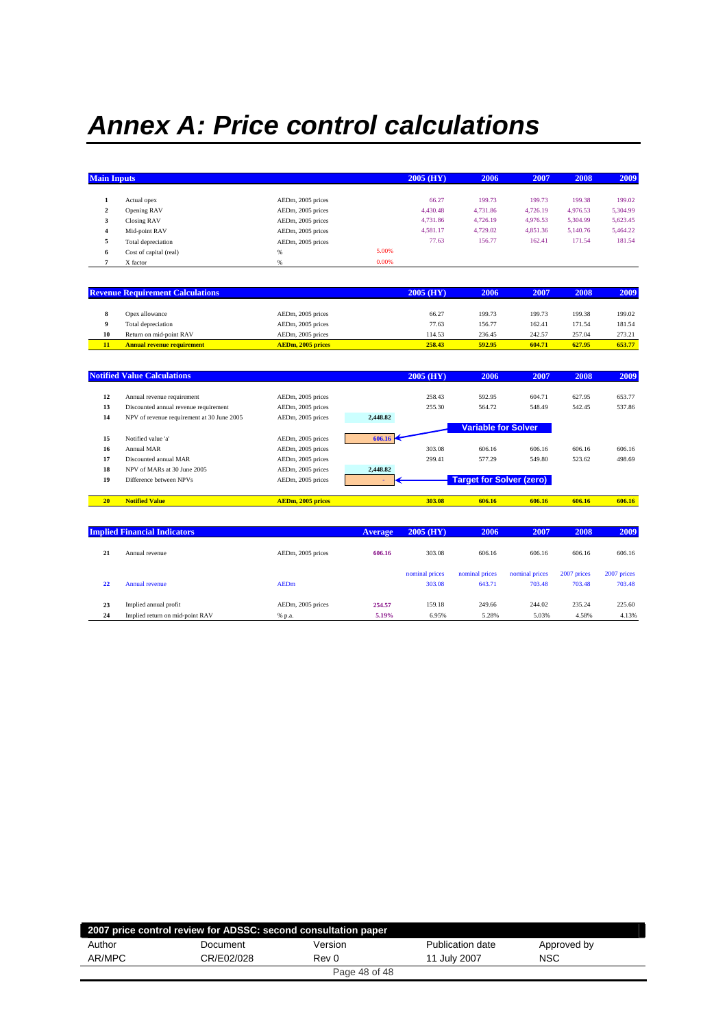# Annex A: Price control calculations

| # | Main Inputs | Units | | 2005 (HY) | 2006 | 2007 | 2008 | 2009 |
|---|---|---|---|---|---|---|---|---|
| 1 | Actual opex | AEDm, 2005 prices | | 66.27 | 199.73 | 199.73 | 199.38 | 199.02 |
| 2 | Opening RAV | AEDm, 2005 prices | | 4,430.48 | 4,731.86 | 4,726.19 | 4,976.53 | 5,304.99 |
| 3 | Closing RAV | AEDm, 2005 prices | | 4,731.86 | 4,726.19 | 4,976.53 | 5,304.99 | 5,623.45 |
| 4 | Mid-point RAV | AEDm, 2005 prices | | 4,581.17 | 4,729.02 | 4,851.36 | 5,140.76 | 5,464.22 |
| 5 | Total depreciation | AEDm, 2005 prices | | 77.63 | 156.77 | 162.41 | 171.54 | 181.54 |
| 6 | Cost of capital (real) | % | 5.00% | | | | | |
| 7 | X factor | % | 0.00% | | | | | |

| # | Revenue Requirement Calculations | Units | | 2005 (HY) | 2006 | 2007 | 2008 | 2009 |
|---|---|---|---|---|---|---|---|---|
| 8 | Opex allowance | AEDm, 2005 prices | | 66.27 | 199.73 | 199.73 | 199.38 | 199.02 |
| 9 | Total depreciation | AEDm, 2005 prices | | 77.63 | 156.77 | 162.41 | 171.54 | 181.54 |
| 10 | Return on mid-point RAV | AEDm, 2005 prices | | 114.53 | 236.45 | 242.57 | 257.04 | 273.21 |
| **11** | **Annual revenue requirement** | **AEDm, 2005 prices** | | **258.43** | **592.95** | **604.71** | **627.95** | **653.77** |

| # | Notified Value Calculations | Units | | 2005 (HY) | 2006 | 2007 | 2008 | 2009 |
|---|---|---|---|---|---|---|---|---|
| 12 | Annual revenue requirement | AEDm, 2005 prices | | 258.43 | 592.95 | 604.71 | 627.95 | 653.77 |
| 13 | Discounted annual revenue requirement | AEDm, 2005 prices | | 255.30 | 564.72 | 548.49 | 542.45 | 537.86 |
| 14 | NPV of revenue requirement at 30 June 2005 | AEDm, 2005 prices | 2,448.82 | | | | | |
| 15 | Notified value 'a' | AEDm, 2005 prices | 606.16 | ← Variable for Solver | | | | |
| 16 | Annual MAR | AEDm, 2005 prices | | 303.08 | 606.16 | 606.16 | 606.16 | 606.16 |
| 17 | Discounted annual MAR | AEDm, 2005 prices | | 299.41 | 577.29 | 549.80 | 523.62 | 498.69 |
| 18 | NPV of MARs at 30 June 2005 | AEDm, 2005 prices | 2,448.82 | | | | | |
| 19 | Difference between NPVs | AEDm, 2005 prices | - | ← Target for Solver (zero) | | | | |
| **20** | **Notified Value** | **AEDm, 2005 prices** | | **303.08** | **606.16** | **606.16** | **606.16** | **606.16** |

| # | Implied Financial Indicators | Units | Average | 2005 (HY) | 2006 | 2007 | 2008 | 2009 |
|---|---|---|---|---|---|---|---|---|
| 21 | Annual revenue | AEDm, 2005 prices | 606.16 | 303.08 | 606.16 | 606.16 | 606.16 | 606.16 |
| | | | | nominal prices | nominal prices | nominal prices | 2007 prices | 2007 prices |
| 22 | Annual revenue | AEDm | | 303.08 | 643.71 | 703.48 | 703.48 | 703.48 |
| 23 | Implied annual profit | AEDm, 2005 prices | 254.57 | 159.18 | 249.66 | 244.02 | 235.24 | 225.60 |
| 24 | Implied return on mid-point RAV | % p.a. | 5.19% | 6.95% | 5.28% | 5.03% | 4.58% | 4.13% |